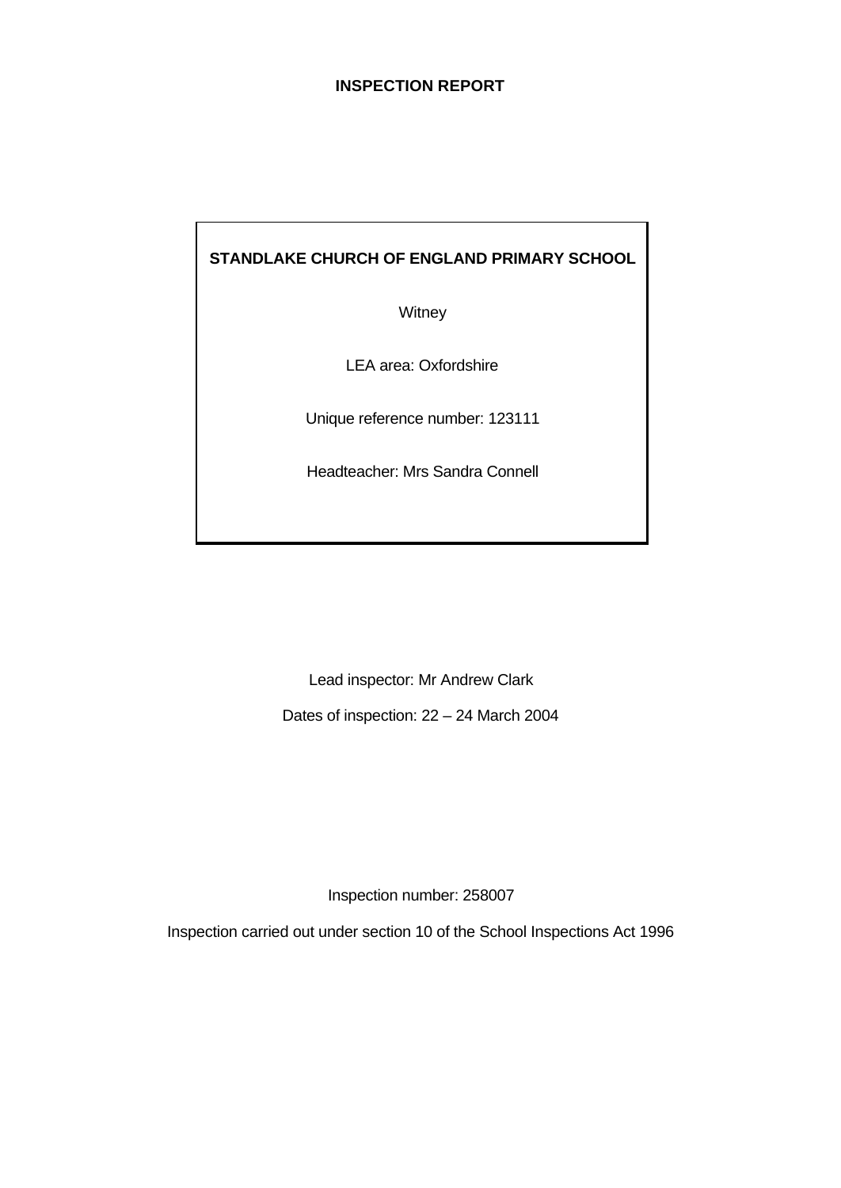# INSPECTION REPORT

**STANDLAKE CHURCH OF ENGLAND PRIMARY SCHOOL**

Witney

LEA area: Oxfordshire

Unique reference number: 123111

Headteacher: Mrs Sandra Connell

Lead inspector: Mr Andrew Clark

Dates of inspection: 22 – 24 March 2004

Inspection number: 258007

Inspection carried out under section 10 of the School Inspections Act 1996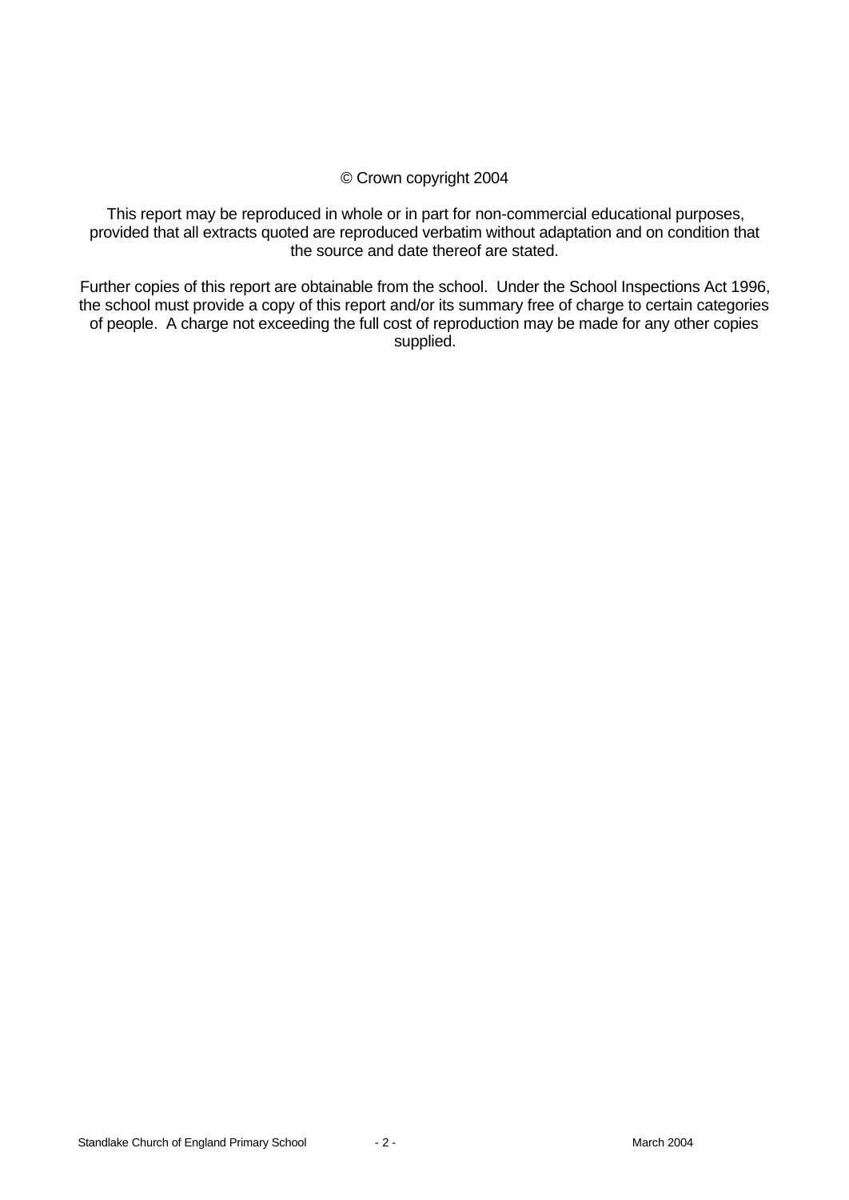© Crown copyright 2004

This report may be reproduced in whole or in part for non-commercial educational purposes, provided that all extracts quoted are reproduced verbatim without adaptation and on condition that the source and date thereof are stated.

Further copies of this report are obtainable from the school. Under the School Inspections Act 1996, the school must provide a copy of this report and/or its summary free of charge to certain categories of people. A charge not exceeding the full cost of reproduction may be made for any other copies supplied.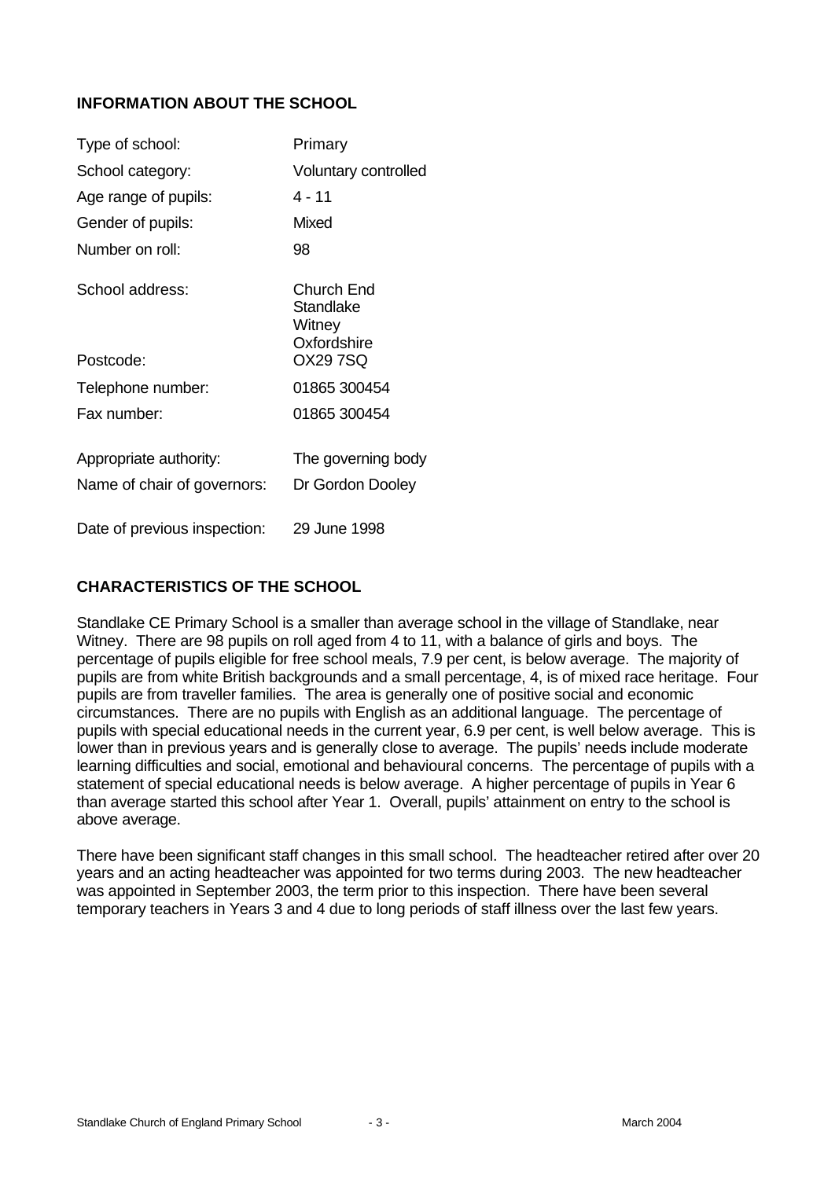## INFORMATION ABOUT THE SCHOOL

| | |
|---|---|
| Type of school: | Primary |
| School category: | Voluntary controlled |
| Age range of pupils: | 4 - 11 |
| Gender of pupils: | Mixed |
| Number on roll: | 98 |
| School address: | Church End<br>Standlake<br>Witney<br>Oxfordshire |
| Postcode: | OX29 7SQ |
| Telephone number: | 01865 300454 |
| Fax number: | 01865 300454 |
| Appropriate authority: | The governing body |
| Name of chair of governors: | Dr Gordon Dooley |
| Date of previous inspection: | 29 June 1998 |

## CHARACTERISTICS OF THE SCHOOL

Standlake CE Primary School is a smaller than average school in the village of Standlake, near Witney. There are 98 pupils on roll aged from 4 to 11, with a balance of girls and boys. The percentage of pupils eligible for free school meals, 7.9 per cent, is below average. The majority of pupils are from white British backgrounds and a small percentage, 4, is of mixed race heritage. Four pupils are from traveller families. The area is generally one of positive social and economic circumstances. There are no pupils with English as an additional language. The percentage of pupils with special educational needs in the current year, 6.9 per cent, is well below average. This is lower than in previous years and is generally close to average. The pupils' needs include moderate learning difficulties and social, emotional and behavioural concerns. The percentage of pupils with a statement of special educational needs is below average. A higher percentage of pupils in Year 6 than average started this school after Year 1. Overall, pupils' attainment on entry to the school is above average.

There have been significant staff changes in this small school. The headteacher retired after over 20 years and an acting headteacher was appointed for two terms during 2003. The new headteacher was appointed in September 2003, the term prior to this inspection. There have been several temporary teachers in Years 3 and 4 due to long periods of staff illness over the last few years.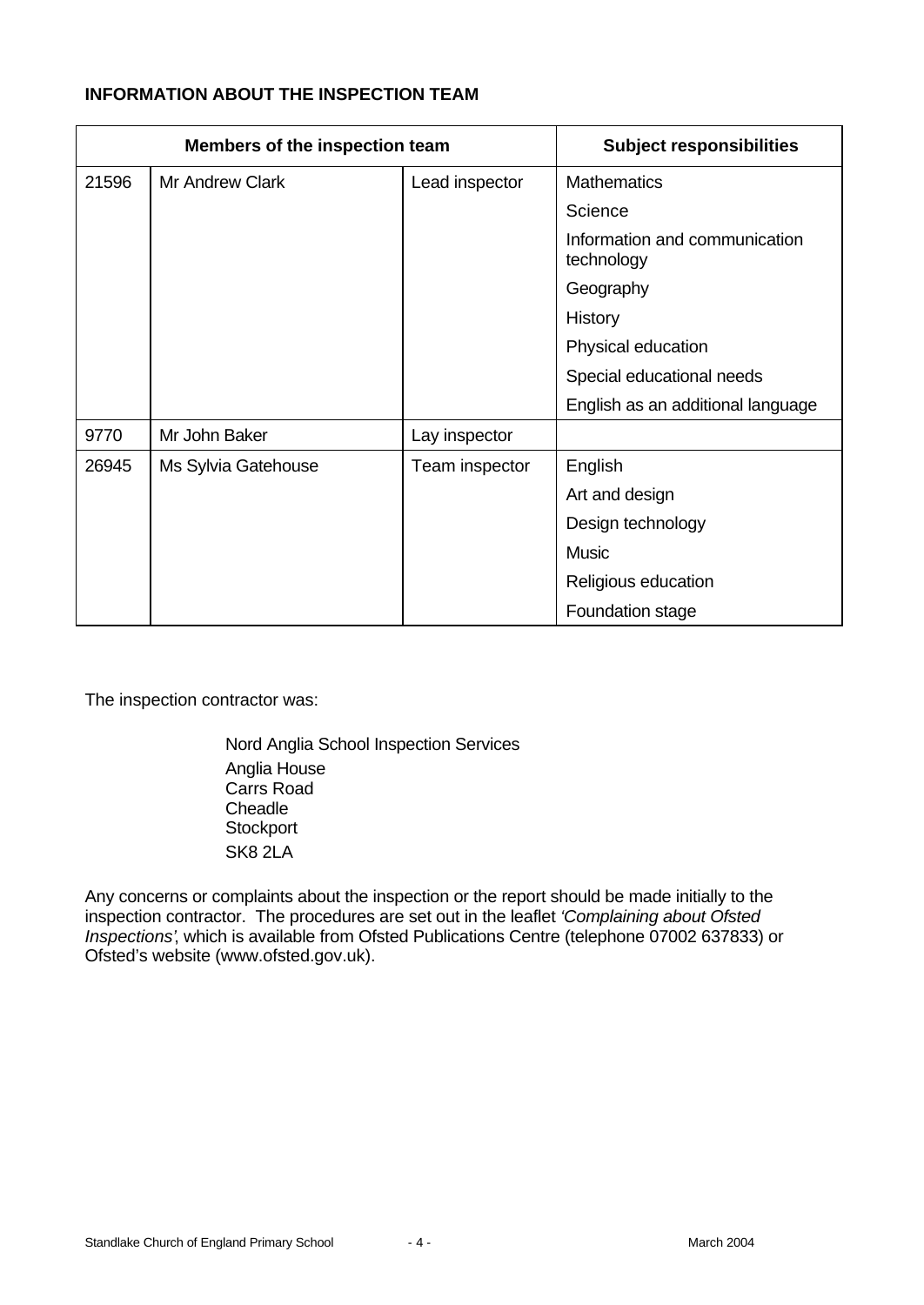**INFORMATION ABOUT THE INSPECTION TEAM**

| Members of the inspection team | | | Subject responsibilities |
|---|---|---|---|
| 21596 | Mr Andrew Clark | Lead inspector | Mathematics |
| | | | Science |
| | | | Information and communication technology |
| | | | Geography |
| | | | History |
| | | | Physical education |
| | | | Special educational needs |
| | | | English as an additional language |
| 9770 | Mr John Baker | Lay inspector | |
| 26945 | Ms Sylvia Gatehouse | Team inspector | English |
| | | | Art and design |
| | | | Design technology |
| | | | Music |
| | | | Religious education |
| | | | Foundation stage |

The inspection contractor was:

Nord Anglia School Inspection Services
Anglia House
Carrs Road
Cheadle
Stockport
SK8 2LA

Any concerns or complaints about the inspection or the report should be made initially to the inspection contractor. The procedures are set out in the leaflet *'Complaining about Ofsted Inspections'*, which is available from Ofsted Publications Centre (telephone 07002 637833) or Ofsted's website (www.ofsted.gov.uk).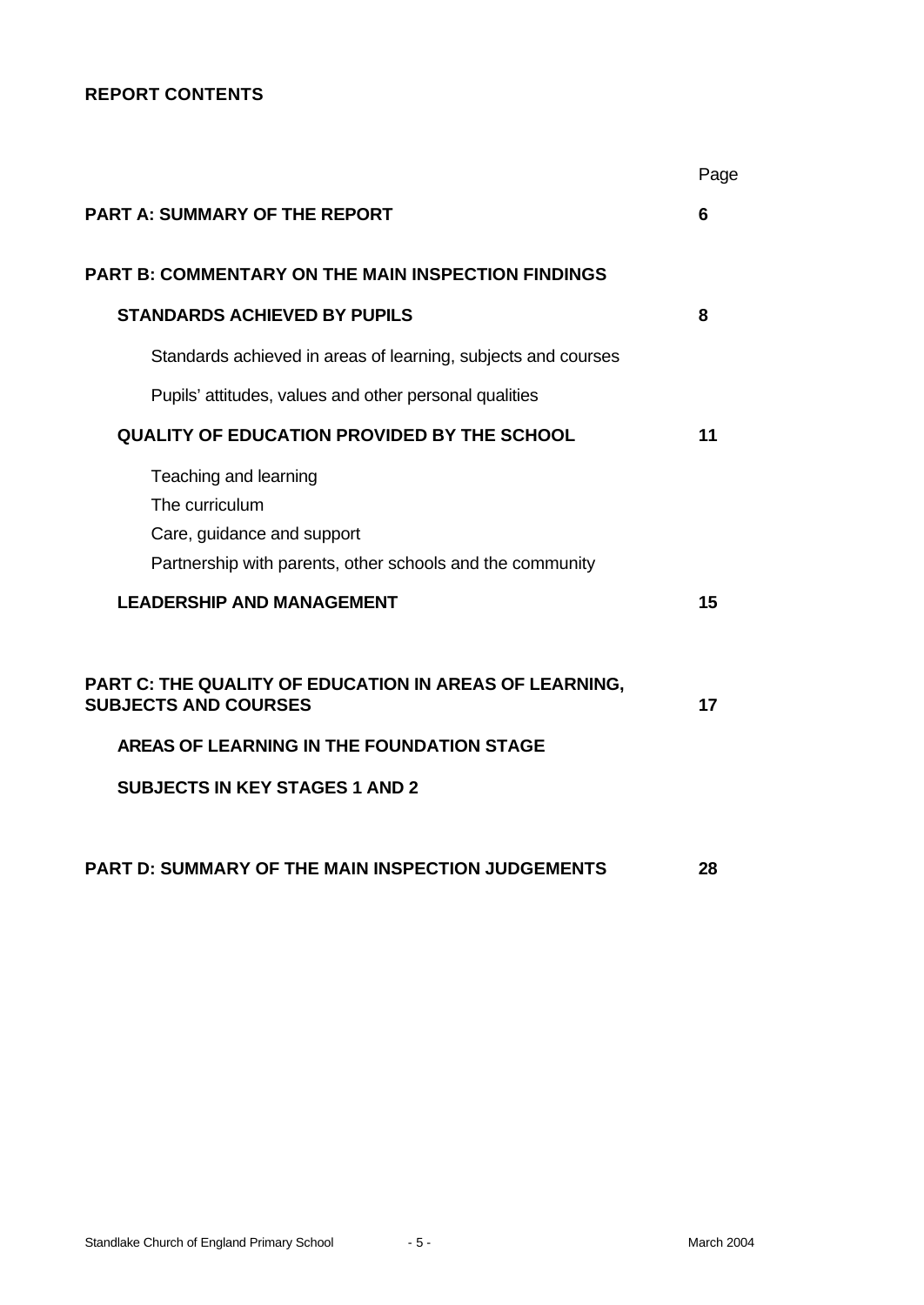## REPORT CONTENTS

| | Page |
|---|---|
| **PART A: SUMMARY OF THE REPORT** | **6** |
| **PART B: COMMENTARY ON THE MAIN INSPECTION FINDINGS** | |
| **STANDARDS ACHIEVED BY PUPILS** | **8** |
| Standards achieved in areas of learning, subjects and courses | |
| Pupils' attitudes, values and other personal qualities | |
| **QUALITY OF EDUCATION PROVIDED BY THE SCHOOL** | **11** |
| Teaching and learning | |
| The curriculum | |
| Care, guidance and support | |
| Partnership with parents, other schools and the community | |
| **LEADERSHIP AND MANAGEMENT** | **15** |
| **PART C: THE QUALITY OF EDUCATION IN AREAS OF LEARNING, SUBJECTS AND COURSES** | **17** |
| **AREAS OF LEARNING IN THE FOUNDATION STAGE** | |
| **SUBJECTS IN KEY STAGES 1 AND 2** | |
| **PART D: SUMMARY OF THE MAIN INSPECTION JUDGEMENTS** | **28** |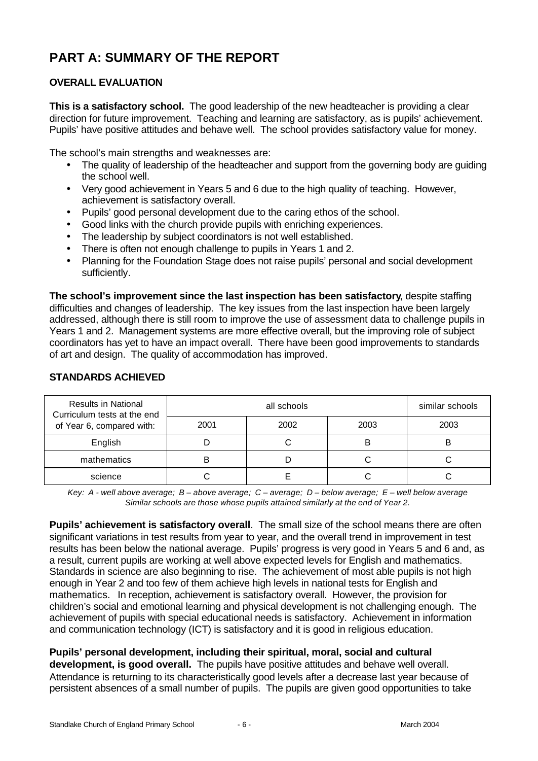# PART A: SUMMARY OF THE REPORT

## OVERALL EVALUATION

**This is a satisfactory school.** The good leadership of the new headteacher is providing a clear direction for future improvement. Teaching and learning are satisfactory, as is pupils' achievement. Pupils' have positive attitudes and behave well. The school provides satisfactory value for money.

The school's main strengths and weaknesses are:

- The quality of leadership of the headteacher and support from the governing body are guiding the school well.
- Very good achievement in Years 5 and 6 due to the high quality of teaching. However, achievement is satisfactory overall.
- Pupils' good personal development due to the caring ethos of the school.
- Good links with the church provide pupils with enriching experiences.
- The leadership by subject coordinators is not well established.
- There is often not enough challenge to pupils in Years 1 and 2.
- Planning for the Foundation Stage does not raise pupils' personal and social development sufficiently.

**The school's improvement since the last inspection has been satisfactory**, despite staffing difficulties and changes of leadership. The key issues from the last inspection have been largely addressed, although there is still room to improve the use of assessment data to challenge pupils in Years 1 and 2. Management systems are more effective overall, but the improving role of subject coordinators has yet to have an impact overall. There have been good improvements to standards of art and design. The quality of accommodation has improved.

## STANDARDS ACHIEVED

| Results in National Curriculum tests at the end of Year 6, compared with: | all schools | | | similar schools |
|---|---|---|---|---|
| | 2001 | 2002 | 2003 | 2003 |
| English | D | C | B | B |
| mathematics | B | D | C | C |
| science | C | E | C | C |

*Key: A - well above average; B – above average; C – average; D – below average; E – well below average*
*Similar schools are those whose pupils attained similarly at the end of Year 2.*

**Pupils' achievement is satisfactory overall**. The small size of the school means there are often significant variations in test results from year to year, and the overall trend in improvement in test results has been below the national average. Pupils' progress is very good in Years 5 and 6 and, as a result, current pupils are working at well above expected levels for English and mathematics. Standards in science are also beginning to rise. The achievement of most able pupils is not high enough in Year 2 and too few of them achieve high levels in national tests for English and mathematics. In reception, achievement is satisfactory overall. However, the provision for children's social and emotional learning and physical development is not challenging enough. The achievement of pupils with special educational needs is satisfactory. Achievement in information and communication technology (ICT) is satisfactory and it is good in religious education.

**Pupils' personal development, including their spiritual, moral, social and cultural development, is good overall.** The pupils have positive attitudes and behave well overall. Attendance is returning to its characteristically good levels after a decrease last year because of persistent absences of a small number of pupils. The pupils are given good opportunities to take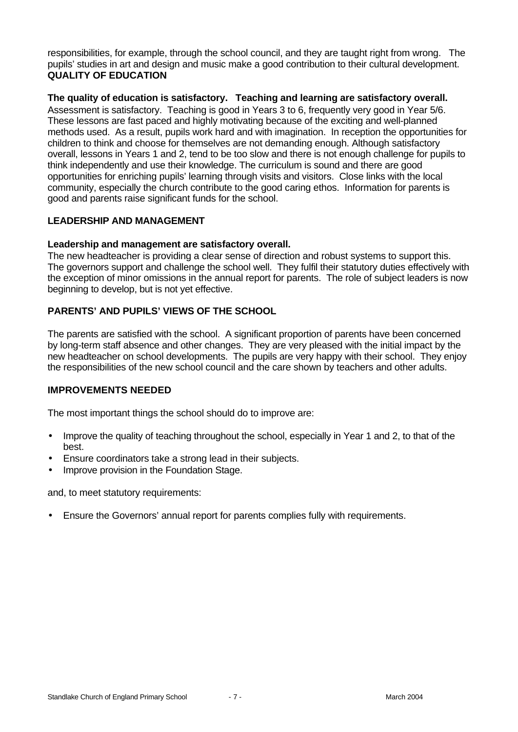responsibilities, for example, through the school council, and they are taught right from wrong. The pupils' studies in art and design and music make a good contribution to their cultural development.

## QUALITY OF EDUCATION

**The quality of education is satisfactory. Teaching and learning are satisfactory overall.** Assessment is satisfactory. Teaching is good in Years 3 to 6, frequently very good in Year 5/6. These lessons are fast paced and highly motivating because of the exciting and well-planned methods used. As a result, pupils work hard and with imagination. In reception the opportunities for children to think and choose for themselves are not demanding enough. Although satisfactory overall, lessons in Years 1 and 2, tend to be too slow and there is not enough challenge for pupils to think independently and use their knowledge. The curriculum is sound and there are good opportunities for enriching pupils' learning through visits and visitors. Close links with the local community, especially the church contribute to the good caring ethos. Information for parents is good and parents raise significant funds for the school.

## LEADERSHIP AND MANAGEMENT

**Leadership and management are satisfactory overall.**
The new headteacher is providing a clear sense of direction and robust systems to support this. The governors support and challenge the school well. They fulfil their statutory duties effectively with the exception of minor omissions in the annual report for parents. The role of subject leaders is now beginning to develop, but is not yet effective.

## PARENTS' AND PUPILS' VIEWS OF THE SCHOOL

The parents are satisfied with the school. A significant proportion of parents have been concerned by long-term staff absence and other changes. They are very pleased with the initial impact by the new headteacher on school developments. The pupils are very happy with their school. They enjoy the responsibilities of the new school council and the care shown by teachers and other adults.

## IMPROVEMENTS NEEDED

The most important things the school should do to improve are:

- Improve the quality of teaching throughout the school, especially in Year 1 and 2, to that of the best.
- Ensure coordinators take a strong lead in their subjects.
- Improve provision in the Foundation Stage.

and, to meet statutory requirements:

- Ensure the Governors' annual report for parents complies fully with requirements.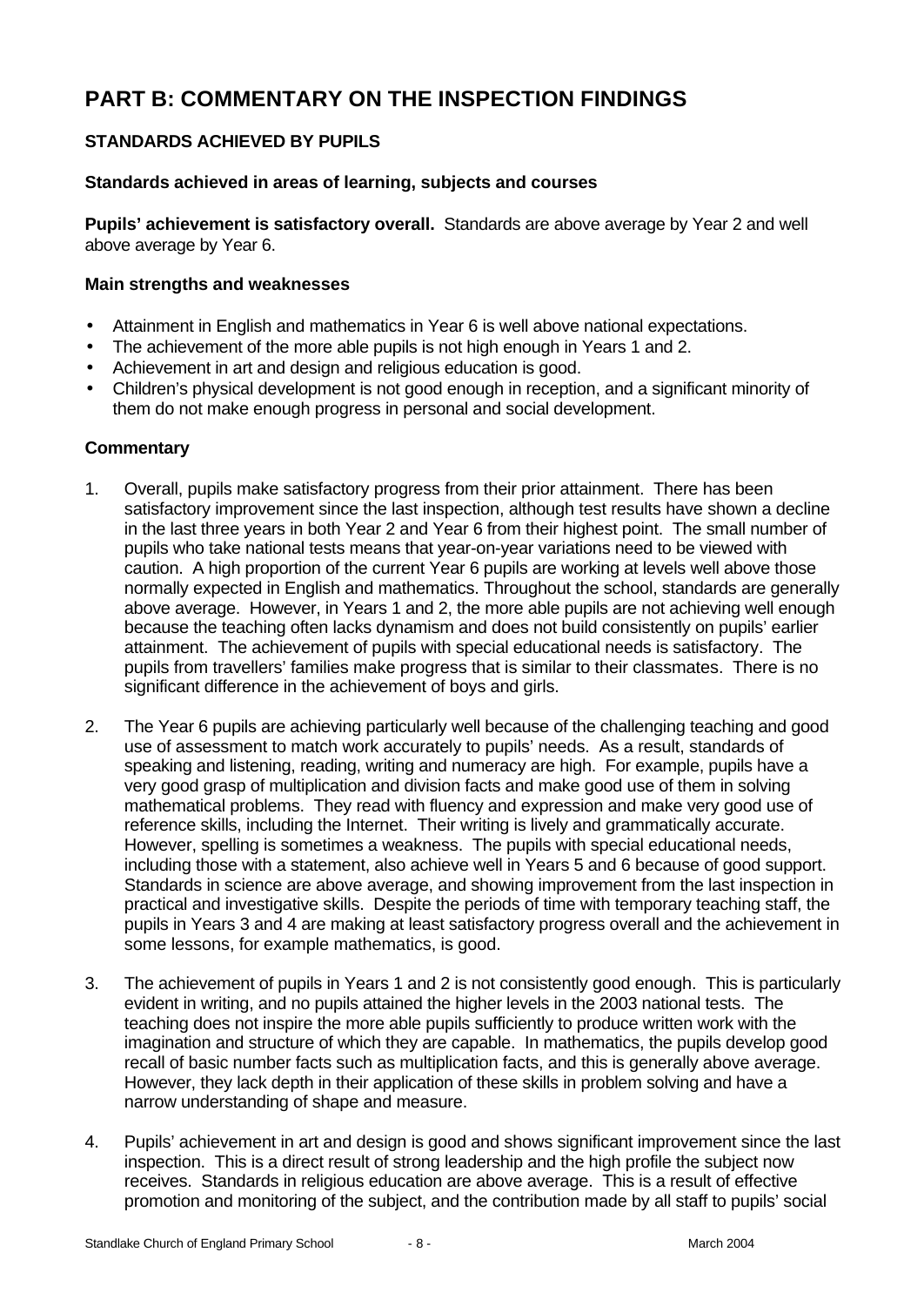# PART B: COMMENTARY ON THE INSPECTION FINDINGS

## STANDARDS ACHIEVED BY PUPILS

### Standards achieved in areas of learning, subjects and courses

**Pupils' achievement is satisfactory overall.** Standards are above average by Year 2 and well above average by Year 6.

### Main strengths and weaknesses

- Attainment in English and mathematics in Year 6 is well above national expectations.
- The achievement of the more able pupils is not high enough in Years 1 and 2.
- Achievement in art and design and religious education is good.
- Children's physical development is not good enough in reception, and a significant minority of them do not make enough progress in personal and social development.

### Commentary

1. Overall, pupils make satisfactory progress from their prior attainment. There has been satisfactory improvement since the last inspection, although test results have shown a decline in the last three years in both Year 2 and Year 6 from their highest point. The small number of pupils who take national tests means that year-on-year variations need to be viewed with caution. A high proportion of the current Year 6 pupils are working at levels well above those normally expected in English and mathematics. Throughout the school, standards are generally above average. However, in Years 1 and 2, the more able pupils are not achieving well enough because the teaching often lacks dynamism and does not build consistently on pupils' earlier attainment. The achievement of pupils with special educational needs is satisfactory. The pupils from travellers' families make progress that is similar to their classmates. There is no significant difference in the achievement of boys and girls.

2. The Year 6 pupils are achieving particularly well because of the challenging teaching and good use of assessment to match work accurately to pupils' needs. As a result, standards of speaking and listening, reading, writing and numeracy are high. For example, pupils have a very good grasp of multiplication and division facts and make good use of them in solving mathematical problems. They read with fluency and expression and make very good use of reference skills, including the Internet. Their writing is lively and grammatically accurate. However, spelling is sometimes a weakness. The pupils with special educational needs, including those with a statement, also achieve well in Years 5 and 6 because of good support. Standards in science are above average, and showing improvement from the last inspection in practical and investigative skills. Despite the periods of time with temporary teaching staff, the pupils in Years 3 and 4 are making at least satisfactory progress overall and the achievement in some lessons, for example mathematics, is good.

3. The achievement of pupils in Years 1 and 2 is not consistently good enough. This is particularly evident in writing, and no pupils attained the higher levels in the 2003 national tests. The teaching does not inspire the more able pupils sufficiently to produce written work with the imagination and structure of which they are capable. In mathematics, the pupils develop good recall of basic number facts such as multiplication facts, and this is generally above average. However, they lack depth in their application of these skills in problem solving and have a narrow understanding of shape and measure.

4. Pupils' achievement in art and design is good and shows significant improvement since the last inspection. This is a direct result of strong leadership and the high profile the subject now receives. Standards in religious education are above average. This is a result of effective promotion and monitoring of the subject, and the contribution made by all staff to pupils' social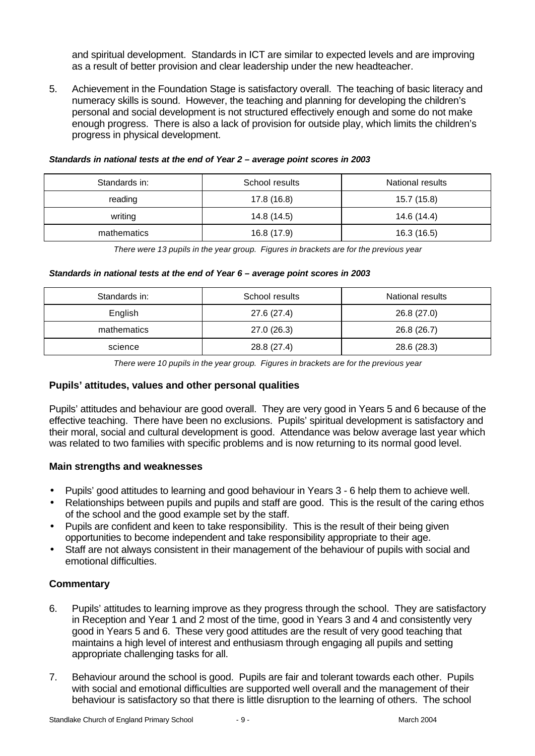and spiritual development. Standards in ICT are similar to expected levels and are improving as a result of better provision and clear leadership under the new headteacher.

5. Achievement in the Foundation Stage is satisfactory overall. The teaching of basic literacy and numeracy skills is sound. However, the teaching and planning for developing the children's personal and social development is not structured effectively enough and some do not make enough progress. There is also a lack of provision for outside play, which limits the children's progress in physical development.

***Standards in national tests at the end of Year 2 – average point scores in 2003***

| Standards in: | School results | National results |
|---|---|---|
| reading | 17.8 (16.8) | 15.7 (15.8) |
| writing | 14.8 (14.5) | 14.6 (14.4) |
| mathematics | 16.8 (17.9) | 16.3 (16.5) |

*There were 13 pupils in the year group. Figures in brackets are for the previous year*

***Standards in national tests at the end of Year 6 – average point scores in 2003***

| Standards in: | School results | National results |
|---|---|---|
| English | 27.6 (27.4) | 26.8 (27.0) |
| mathematics | 27.0 (26.3) | 26.8 (26.7) |
| science | 28.8 (27.4) | 28.6 (28.3) |

*There were 10 pupils in the year group. Figures in brackets are for the previous year*

### Pupils' attitudes, values and other personal qualities

Pupils' attitudes and behaviour are good overall. They are very good in Years 5 and 6 because of the effective teaching. There have been no exclusions. Pupils' spiritual development is satisfactory and their moral, social and cultural development is good. Attendance was below average last year which was related to two families with specific problems and is now returning to its normal good level.

### Main strengths and weaknesses

- Pupils' good attitudes to learning and good behaviour in Years 3 - 6 help them to achieve well.
- Relationships between pupils and pupils and staff are good. This is the result of the caring ethos of the school and the good example set by the staff.
- Pupils are confident and keen to take responsibility. This is the result of their being given opportunities to become independent and take responsibility appropriate to their age.
- Staff are not always consistent in their management of the behaviour of pupils with social and emotional difficulties.

### Commentary

6. Pupils' attitudes to learning improve as they progress through the school. They are satisfactory in Reception and Year 1 and 2 most of the time, good in Years 3 and 4 and consistently very good in Years 5 and 6. These very good attitudes are the result of very good teaching that maintains a high level of interest and enthusiasm through engaging all pupils and setting appropriate challenging tasks for all.

7. Behaviour around the school is good. Pupils are fair and tolerant towards each other. Pupils with social and emotional difficulties are supported well overall and the management of their behaviour is satisfactory so that there is little disruption to the learning of others. The school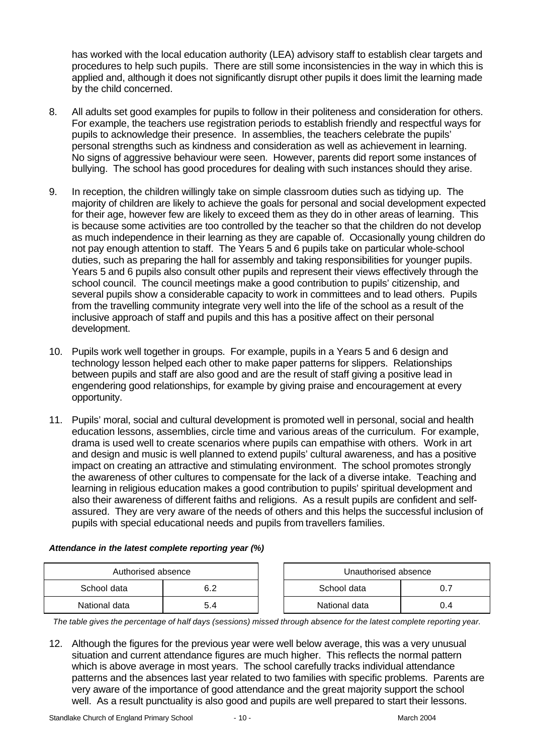has worked with the local education authority (LEA) advisory staff to establish clear targets and procedures to help such pupils. There are still some inconsistencies in the way in which this is applied and, although it does not significantly disrupt other pupils it does limit the learning made by the child concerned.

8. All adults set good examples for pupils to follow in their politeness and consideration for others. For example, the teachers use registration periods to establish friendly and respectful ways for pupils to acknowledge their presence. In assemblies, the teachers celebrate the pupils' personal strengths such as kindness and consideration as well as achievement in learning. No signs of aggressive behaviour were seen. However, parents did report some instances of bullying. The school has good procedures for dealing with such instances should they arise.

9. In reception, the children willingly take on simple classroom duties such as tidying up. The majority of children are likely to achieve the goals for personal and social development expected for their age, however few are likely to exceed them as they do in other areas of learning. This is because some activities are too controlled by the teacher so that the children do not develop as much independence in their learning as they are capable of. Occasionally young children do not pay enough attention to staff. The Years 5 and 6 pupils take on particular whole-school duties, such as preparing the hall for assembly and taking responsibilities for younger pupils. Years 5 and 6 pupils also consult other pupils and represent their views effectively through the school council. The council meetings make a good contribution to pupils' citizenship, and several pupils show a considerable capacity to work in committees and to lead others. Pupils from the travelling community integrate very well into the life of the school as a result of the inclusive approach of staff and pupils and this has a positive affect on their personal development.

10. Pupils work well together in groups. For example, pupils in a Years 5 and 6 design and technology lesson helped each other to make paper patterns for slippers. Relationships between pupils and staff are also good and are the result of staff giving a positive lead in engendering good relationships, for example by giving praise and encouragement at every opportunity.

11. Pupils' moral, social and cultural development is promoted well in personal, social and health education lessons, assemblies, circle time and various areas of the curriculum. For example, drama is used well to create scenarios where pupils can empathise with others. Work in art and design and music is well planned to extend pupils' cultural awareness, and has a positive impact on creating an attractive and stimulating environment. The school promotes strongly the awareness of other cultures to compensate for the lack of a diverse intake. Teaching and learning in religious education makes a good contribution to pupils' spiritual development and also their awareness of different faiths and religions. As a result pupils are confident and self-assured. They are very aware of the needs of others and this helps the successful inclusion of pupils with special educational needs and pupils from travellers families.

***Attendance in the latest complete reporting year (%)***

| Authorised absence | |
|---|---|
| School data | 6.2 |
| National data | 5.4 |

| Unauthorised absence | |
|---|---|
| School data | 0.7 |
| National data | 0.4 |

*The table gives the percentage of half days (sessions) missed through absence for the latest complete reporting year.*

12. Although the figures for the previous year were well below average, this was a very unusual situation and current attendance figures are much higher. This reflects the normal pattern which is above average in most years. The school carefully tracks individual attendance patterns and the absences last year related to two families with specific problems. Parents are very aware of the importance of good attendance and the great majority support the school well. As a result punctuality is also good and pupils are well prepared to start their lessons.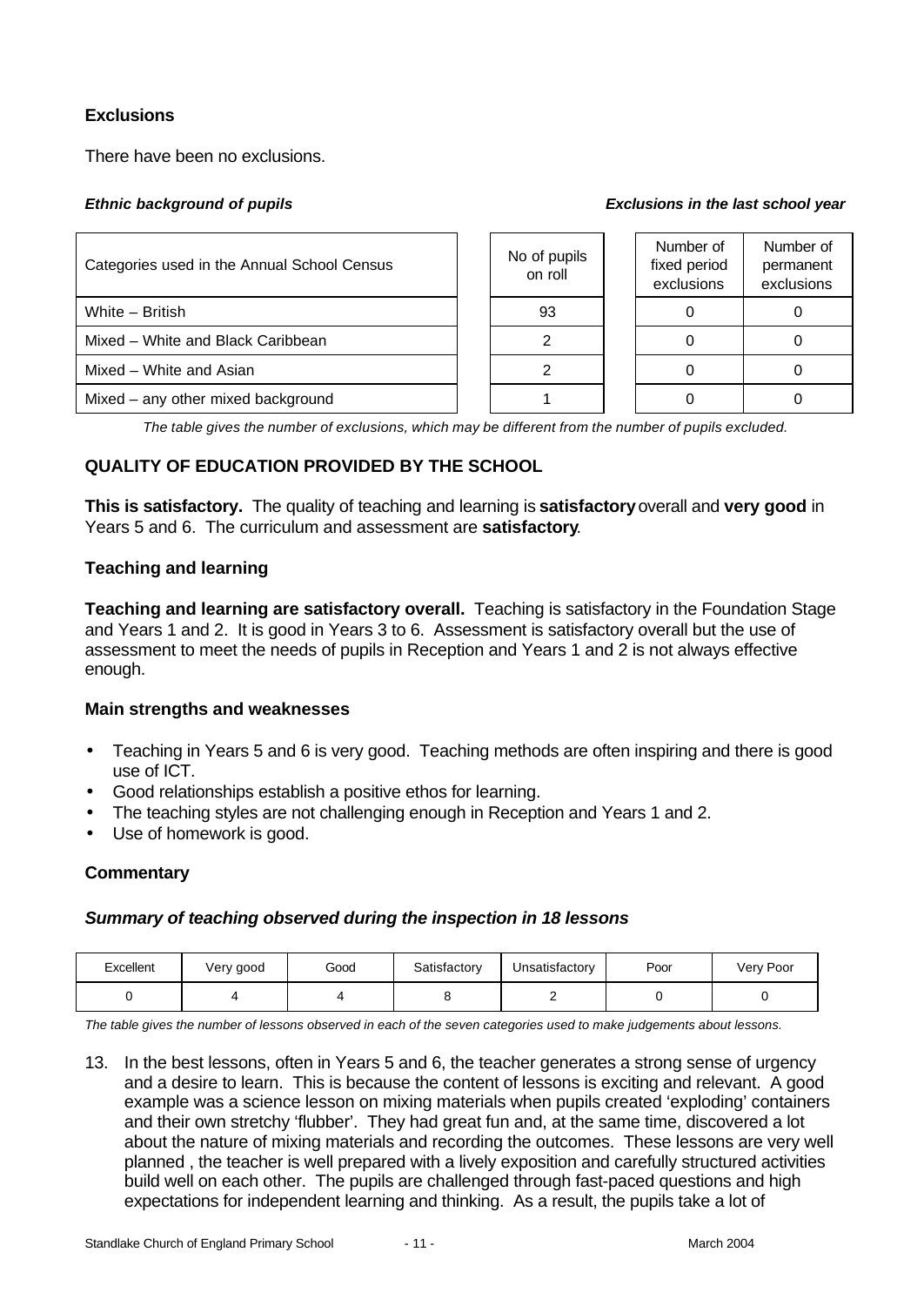### Exclusions

There have been no exclusions.

*Ethnic background of pupils* | *Exclusions in the last school year*

| Categories used in the Annual School Census | No of pupils on roll | Number of fixed period exclusions | Number of permanent exclusions |
|---|---|---|---|
| White – British | 93 | 0 | 0 |
| Mixed – White and Black Caribbean | 2 | 0 | 0 |
| Mixed – White and Asian | 2 | 0 | 0 |
| Mixed – any other mixed background | 1 | 0 | 0 |

*The table gives the number of exclusions, which may be different from the number of pupils excluded.*

## QUALITY OF EDUCATION PROVIDED BY THE SCHOOL

**This is satisfactory.** The quality of teaching and learning is **satisfactory** overall and **very good** in Years 5 and 6. The curriculum and assessment are **satisfactory**.

### Teaching and learning

**Teaching and learning are satisfactory overall.** Teaching is satisfactory in the Foundation Stage and Years 1 and 2. It is good in Years 3 to 6. Assessment is satisfactory overall but the use of assessment to meet the needs of pupils in Reception and Years 1 and 2 is not always effective enough.

### Main strengths and weaknesses

- Teaching in Years 5 and 6 is very good. Teaching methods are often inspiring and there is good use of ICT.
- Good relationships establish a positive ethos for learning.
- The teaching styles are not challenging enough in Reception and Years 1 and 2.
- Use of homework is good.

### Commentary

***Summary of teaching observed during the inspection in 18 lessons***

| Excellent | Very good | Good | Satisfactory | Unsatisfactory | Poor | Very Poor |
|---|---|---|---|---|---|---|
| 0 | 4 | 4 | 8 | 2 | 0 | 0 |

*The table gives the number of lessons observed in each of the seven categories used to make judgements about lessons.*

13. In the best lessons, often in Years 5 and 6, the teacher generates a strong sense of urgency and a desire to learn. This is because the content of lessons is exciting and relevant. A good example was a science lesson on mixing materials when pupils created 'exploding' containers and their own stretchy 'flubber'. They had great fun and, at the same time, discovered a lot about the nature of mixing materials and recording the outcomes. These lessons are very well planned , the teacher is well prepared with a lively exposition and carefully structured activities build well on each other. The pupils are challenged through fast-paced questions and high expectations for independent learning and thinking. As a result, the pupils take a lot of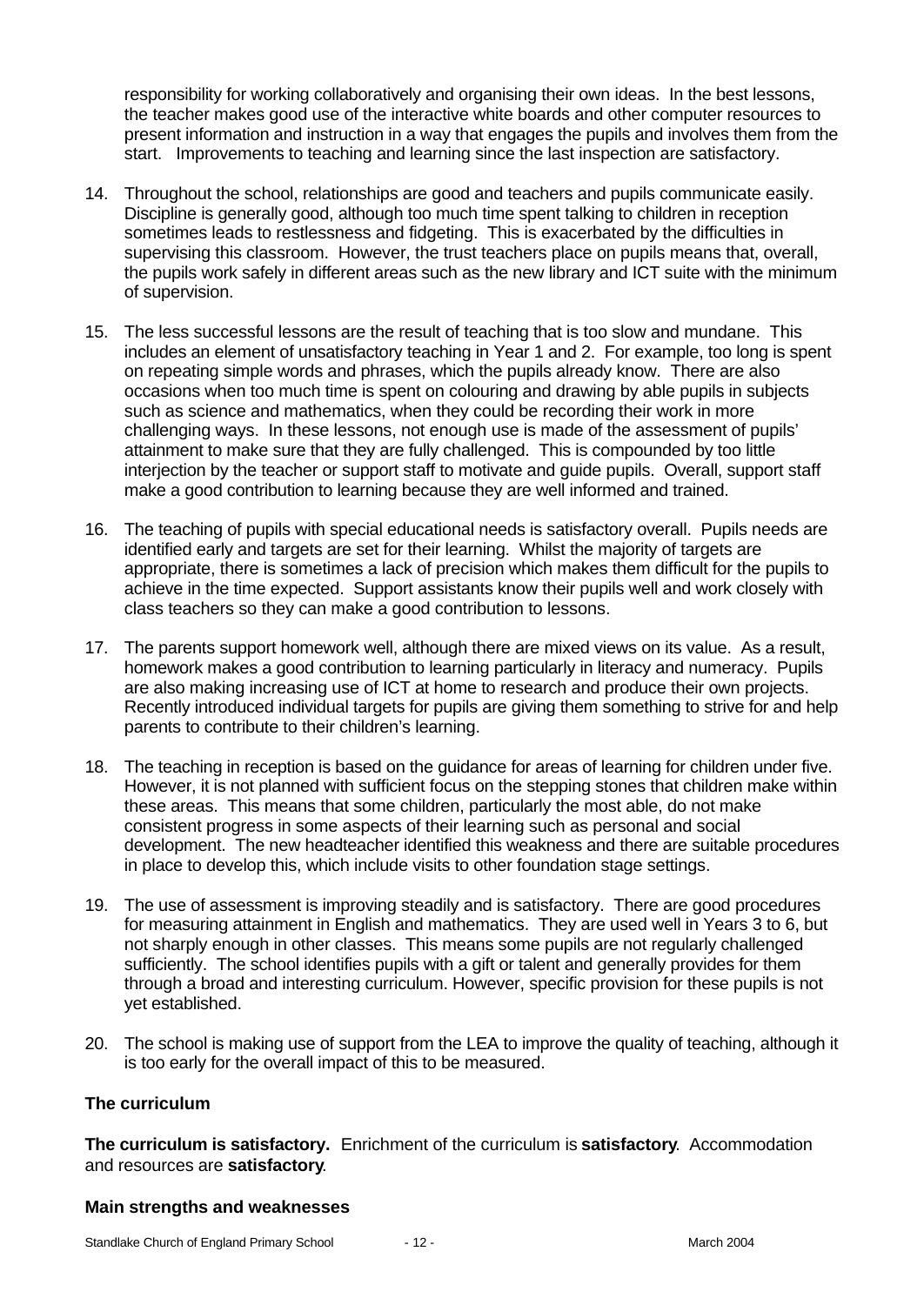responsibility for working collaboratively and organising their own ideas. In the best lessons, the teacher makes good use of the interactive white boards and other computer resources to present information and instruction in a way that engages the pupils and involves them from the start. Improvements to teaching and learning since the last inspection are satisfactory.

14. Throughout the school, relationships are good and teachers and pupils communicate easily. Discipline is generally good, although too much time spent talking to children in reception sometimes leads to restlessness and fidgeting. This is exacerbated by the difficulties in supervising this classroom. However, the trust teachers place on pupils means that, overall, the pupils work safely in different areas such as the new library and ICT suite with the minimum of supervision.

15. The less successful lessons are the result of teaching that is too slow and mundane. This includes an element of unsatisfactory teaching in Year 1 and 2. For example, too long is spent on repeating simple words and phrases, which the pupils already know. There are also occasions when too much time is spent on colouring and drawing by able pupils in subjects such as science and mathematics, when they could be recording their work in more challenging ways. In these lessons, not enough use is made of the assessment of pupils' attainment to make sure that they are fully challenged. This is compounded by too little interjection by the teacher or support staff to motivate and guide pupils. Overall, support staff make a good contribution to learning because they are well informed and trained.

16. The teaching of pupils with special educational needs is satisfactory overall. Pupils needs are identified early and targets are set for their learning. Whilst the majority of targets are appropriate, there is sometimes a lack of precision which makes them difficult for the pupils to achieve in the time expected. Support assistants know their pupils well and work closely with class teachers so they can make a good contribution to lessons.

17. The parents support homework well, although there are mixed views on its value. As a result, homework makes a good contribution to learning particularly in literacy and numeracy. Pupils are also making increasing use of ICT at home to research and produce their own projects. Recently introduced individual targets for pupils are giving them something to strive for and help parents to contribute to their children's learning.

18. The teaching in reception is based on the guidance for areas of learning for children under five. However, it is not planned with sufficient focus on the stepping stones that children make within these areas. This means that some children, particularly the most able, do not make consistent progress in some aspects of their learning such as personal and social development. The new headteacher identified this weakness and there are suitable procedures in place to develop this, which include visits to other foundation stage settings.

19. The use of assessment is improving steadily and is satisfactory. There are good procedures for measuring attainment in English and mathematics. They are used well in Years 3 to 6, but not sharply enough in other classes. This means some pupils are not regularly challenged sufficiently. The school identifies pupils with a gift or talent and generally provides for them through a broad and interesting curriculum. However, specific provision for these pupils is not yet established.

20. The school is making use of support from the LEA to improve the quality of teaching, although it is too early for the overall impact of this to be measured.

### The curriculum

**The curriculum is satisfactory.** Enrichment of the curriculum is **satisfactory**. Accommodation and resources are **satisfactory**.

#### Main strengths and weaknesses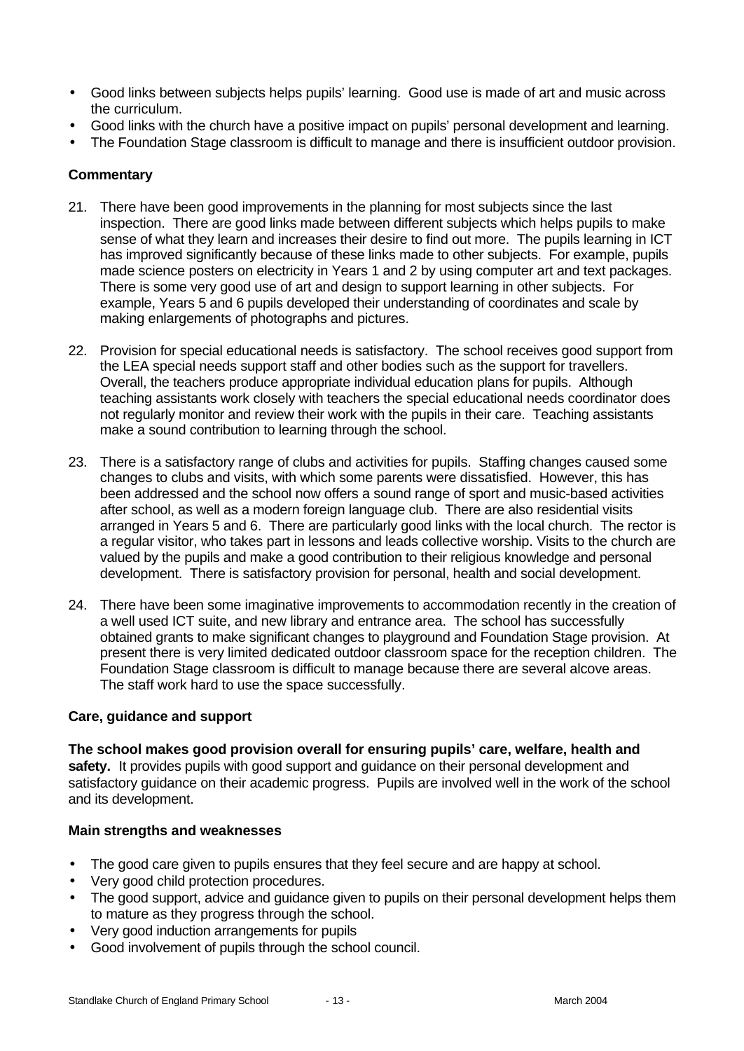- Good links between subjects helps pupils' learning. Good use is made of art and music across the curriculum.
- Good links with the church have a positive impact on pupils' personal development and learning.
- The Foundation Stage classroom is difficult to manage and there is insufficient outdoor provision.

### Commentary

21. There have been good improvements in the planning for most subjects since the last inspection. There are good links made between different subjects which helps pupils to make sense of what they learn and increases their desire to find out more. The pupils learning in ICT has improved significantly because of these links made to other subjects. For example, pupils made science posters on electricity in Years 1 and 2 by using computer art and text packages. There is some very good use of art and design to support learning in other subjects. For example, Years 5 and 6 pupils developed their understanding of coordinates and scale by making enlargements of photographs and pictures.

22. Provision for special educational needs is satisfactory. The school receives good support from the LEA special needs support staff and other bodies such as the support for travellers. Overall, the teachers produce appropriate individual education plans for pupils. Although teaching assistants work closely with teachers the special educational needs coordinator does not regularly monitor and review their work with the pupils in their care. Teaching assistants make a sound contribution to learning through the school.

23. There is a satisfactory range of clubs and activities for pupils. Staffing changes caused some changes to clubs and visits, with which some parents were dissatisfied. However, this has been addressed and the school now offers a sound range of sport and music-based activities after school, as well as a modern foreign language club. There are also residential visits arranged in Years 5 and 6. There are particularly good links with the local church. The rector is a regular visitor, who takes part in lessons and leads collective worship. Visits to the church are valued by the pupils and make a good contribution to their religious knowledge and personal development. There is satisfactory provision for personal, health and social development.

24. There have been some imaginative improvements to accommodation recently in the creation of a well used ICT suite, and new library and entrance area. The school has successfully obtained grants to make significant changes to playground and Foundation Stage provision. At present there is very limited dedicated outdoor classroom space for the reception children. The Foundation Stage classroom is difficult to manage because there are several alcove areas. The staff work hard to use the space successfully.

### Care, guidance and support

**The school makes good provision overall for ensuring pupils' care, welfare, health and safety.** It provides pupils with good support and guidance on their personal development and satisfactory guidance on their academic progress. Pupils are involved well in the work of the school and its development.

### Main strengths and weaknesses

- The good care given to pupils ensures that they feel secure and are happy at school.
- Very good child protection procedures.
- The good support, advice and guidance given to pupils on their personal development helps them to mature as they progress through the school.
- Very good induction arrangements for pupils
- Good involvement of pupils through the school council.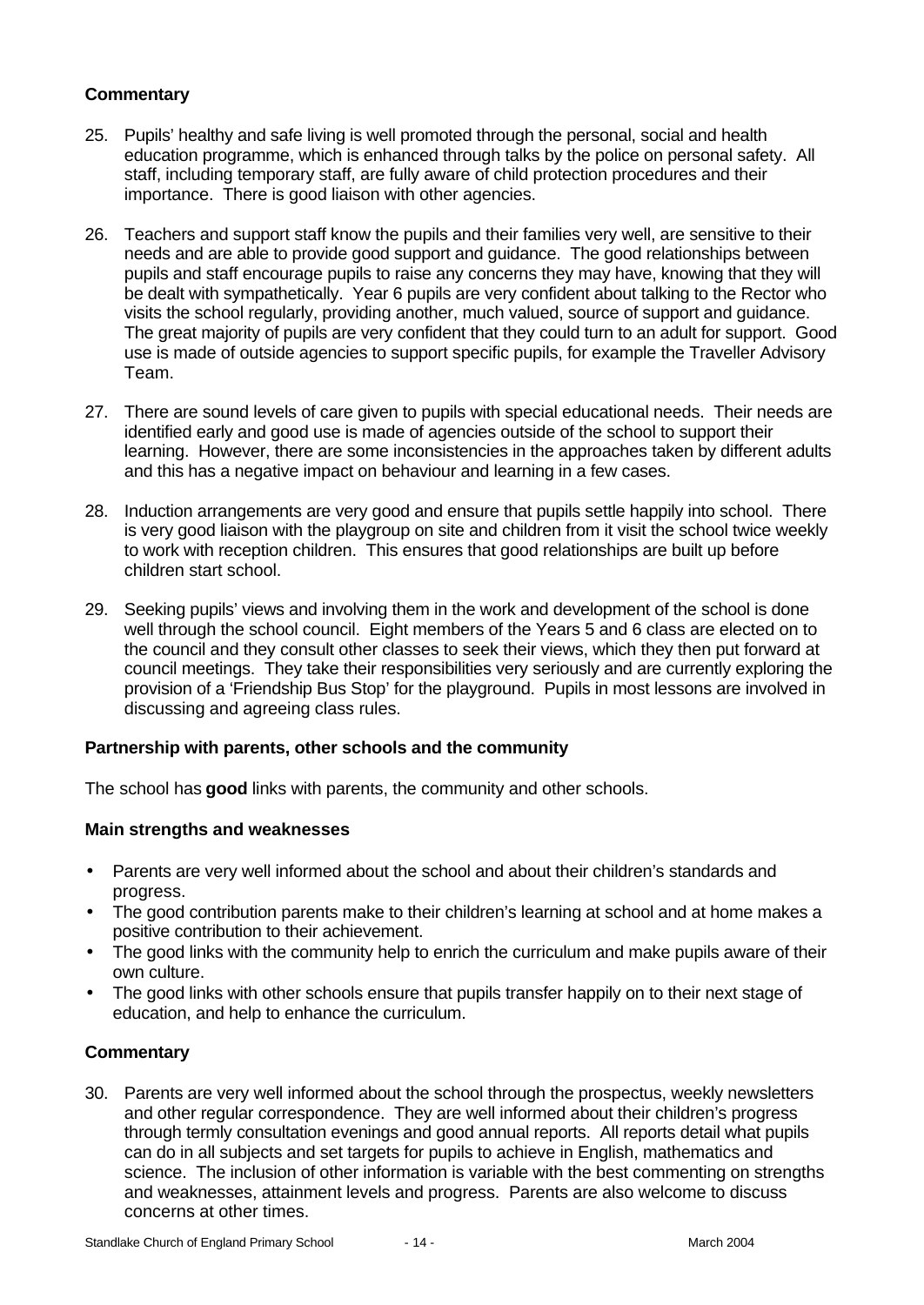### Commentary

25. Pupils' healthy and safe living is well promoted through the personal, social and health education programme, which is enhanced through talks by the police on personal safety. All staff, including temporary staff, are fully aware of child protection procedures and their importance. There is good liaison with other agencies.

26. Teachers and support staff know the pupils and their families very well, are sensitive to their needs and are able to provide good support and guidance. The good relationships between pupils and staff encourage pupils to raise any concerns they may have, knowing that they will be dealt with sympathetically. Year 6 pupils are very confident about talking to the Rector who visits the school regularly, providing another, much valued, source of support and guidance. The great majority of pupils are very confident that they could turn to an adult for support. Good use is made of outside agencies to support specific pupils, for example the Traveller Advisory Team.

27. There are sound levels of care given to pupils with special educational needs. Their needs are identified early and good use is made of agencies outside of the school to support their learning. However, there are some inconsistencies in the approaches taken by different adults and this has a negative impact on behaviour and learning in a few cases.

28. Induction arrangements are very good and ensure that pupils settle happily into school. There is very good liaison with the playgroup on site and children from it visit the school twice weekly to work with reception children. This ensures that good relationships are built up before children start school.

29. Seeking pupils' views and involving them in the work and development of the school is done well through the school council. Eight members of the Years 5 and 6 class are elected on to the council and they consult other classes to seek their views, which they then put forward at council meetings. They take their responsibilities very seriously and are currently exploring the provision of a 'Friendship Bus Stop' for the playground. Pupils in most lessons are involved in discussing and agreeing class rules.

### Partnership with parents, other schools and the community

The school has **good** links with parents, the community and other schools.

### Main strengths and weaknesses

- Parents are very well informed about the school and about their children's standards and progress.
- The good contribution parents make to their children's learning at school and at home makes a positive contribution to their achievement.
- The good links with the community help to enrich the curriculum and make pupils aware of their own culture.
- The good links with other schools ensure that pupils transfer happily on to their next stage of education, and help to enhance the curriculum.

### Commentary

30. Parents are very well informed about the school through the prospectus, weekly newsletters and other regular correspondence. They are well informed about their children's progress through termly consultation evenings and good annual reports. All reports detail what pupils can do in all subjects and set targets for pupils to achieve in English, mathematics and science. The inclusion of other information is variable with the best commenting on strengths and weaknesses, attainment levels and progress. Parents are also welcome to discuss concerns at other times.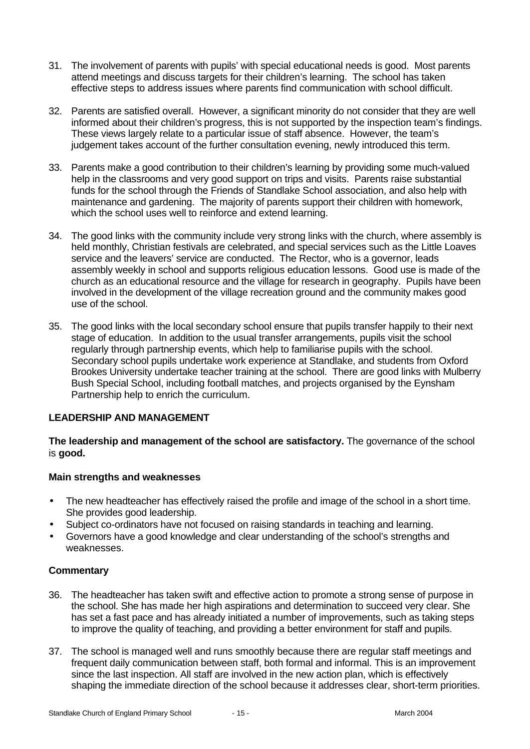31. The involvement of parents with pupils' with special educational needs is good. Most parents attend meetings and discuss targets for their children's learning. The school has taken effective steps to address issues where parents find communication with school difficult.

32. Parents are satisfied overall. However, a significant minority do not consider that they are well informed about their children's progress, this is not supported by the inspection team's findings. These views largely relate to a particular issue of staff absence. However, the team's judgement takes account of the further consultation evening, newly introduced this term.

33. Parents make a good contribution to their children's learning by providing some much-valued help in the classrooms and very good support on trips and visits. Parents raise substantial funds for the school through the Friends of Standlake School association, and also help with maintenance and gardening. The majority of parents support their children with homework, which the school uses well to reinforce and extend learning.

34. The good links with the community include very strong links with the church, where assembly is held monthly, Christian festivals are celebrated, and special services such as the Little Loaves service and the leavers' service are conducted. The Rector, who is a governor, leads assembly weekly in school and supports religious education lessons. Good use is made of the church as an educational resource and the village for research in geography. Pupils have been involved in the development of the village recreation ground and the community makes good use of the school.

35. The good links with the local secondary school ensure that pupils transfer happily to their next stage of education. In addition to the usual transfer arrangements, pupils visit the school regularly through partnership events, which help to familiarise pupils with the school. Secondary school pupils undertake work experience at Standlake, and students from Oxford Brookes University undertake teacher training at the school. There are good links with Mulberry Bush Special School, including football matches, and projects organised by the Eynsham Partnership help to enrich the curriculum.

## LEADERSHIP AND MANAGEMENT

**The leadership and management of the school are satisfactory.** The governance of the school is **good.**

### Main strengths and weaknesses

- The new headteacher has effectively raised the profile and image of the school in a short time. She provides good leadership.
- Subject co-ordinators have not focused on raising standards in teaching and learning.
- Governors have a good knowledge and clear understanding of the school's strengths and weaknesses.

### Commentary

36. The headteacher has taken swift and effective action to promote a strong sense of purpose in the school. She has made her high aspirations and determination to succeed very clear. She has set a fast pace and has already initiated a number of improvements, such as taking steps to improve the quality of teaching, and providing a better environment for staff and pupils.

37. The school is managed well and runs smoothly because there are regular staff meetings and frequent daily communication between staff, both formal and informal. This is an improvement since the last inspection. All staff are involved in the new action plan, which is effectively shaping the immediate direction of the school because it addresses clear, short-term priorities.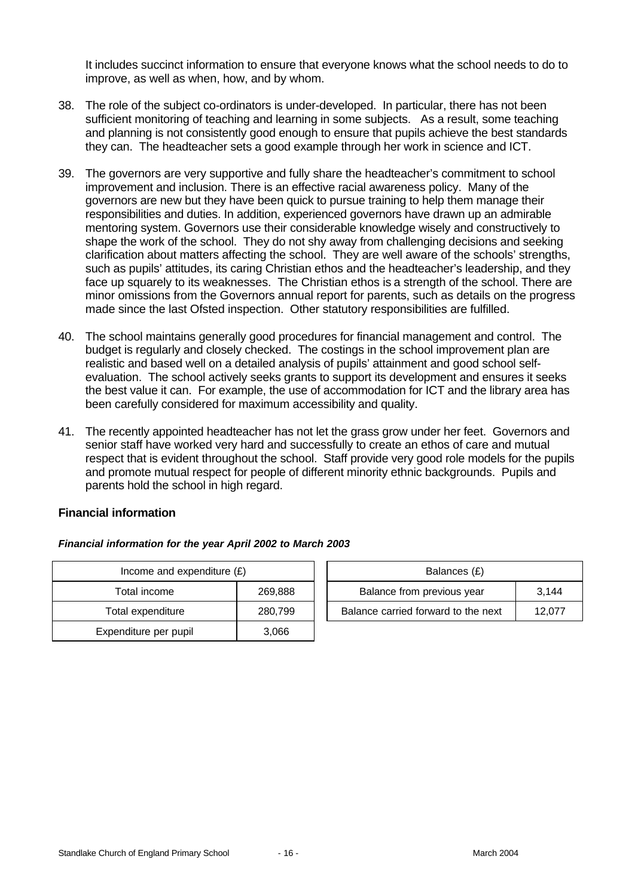It includes succinct information to ensure that everyone knows what the school needs to do to improve, as well as when, how, and by whom.

38. The role of the subject co-ordinators is under-developed. In particular, there has not been sufficient monitoring of teaching and learning in some subjects. As a result, some teaching and planning is not consistently good enough to ensure that pupils achieve the best standards they can. The headteacher sets a good example through her work in science and ICT.

39. The governors are very supportive and fully share the headteacher's commitment to school improvement and inclusion. There is an effective racial awareness policy. Many of the governors are new but they have been quick to pursue training to help them manage their responsibilities and duties. In addition, experienced governors have drawn up an admirable mentoring system. Governors use their considerable knowledge wisely and constructively to shape the work of the school. They do not shy away from challenging decisions and seeking clarification about matters affecting the school. They are well aware of the schools' strengths, such as pupils' attitudes, its caring Christian ethos and the headteacher's leadership, and they face up squarely to its weaknesses. The Christian ethos is a strength of the school. There are minor omissions from the Governors annual report for parents, such as details on the progress made since the last Ofsted inspection. Other statutory responsibilities are fulfilled.

40. The school maintains generally good procedures for financial management and control. The budget is regularly and closely checked. The costings in the school improvement plan are realistic and based well on a detailed analysis of pupils' attainment and good school self-evaluation. The school actively seeks grants to support its development and ensures it seeks the best value it can. For example, the use of accommodation for ICT and the library area has been carefully considered for maximum accessibility and quality.

41. The recently appointed headteacher has not let the grass grow under her feet. Governors and senior staff have worked very hard and successfully to create an ethos of care and mutual respect that is evident throughout the school. Staff provide very good role models for the pupils and promote mutual respect for people of different minority ethnic backgrounds. Pupils and parents hold the school in high regard.

### Financial information

***Financial information for the year April 2002 to March 2003***

| Income and expenditure (£) | |
|---|---|
| Total income | 269,888 |
| Total expenditure | 280,799 |
| Expenditure per pupil | 3,066 |

| Balances (£) | |
|---|---|
| Balance from previous year | 3,144 |
| Balance carried forward to the next | 12,077 |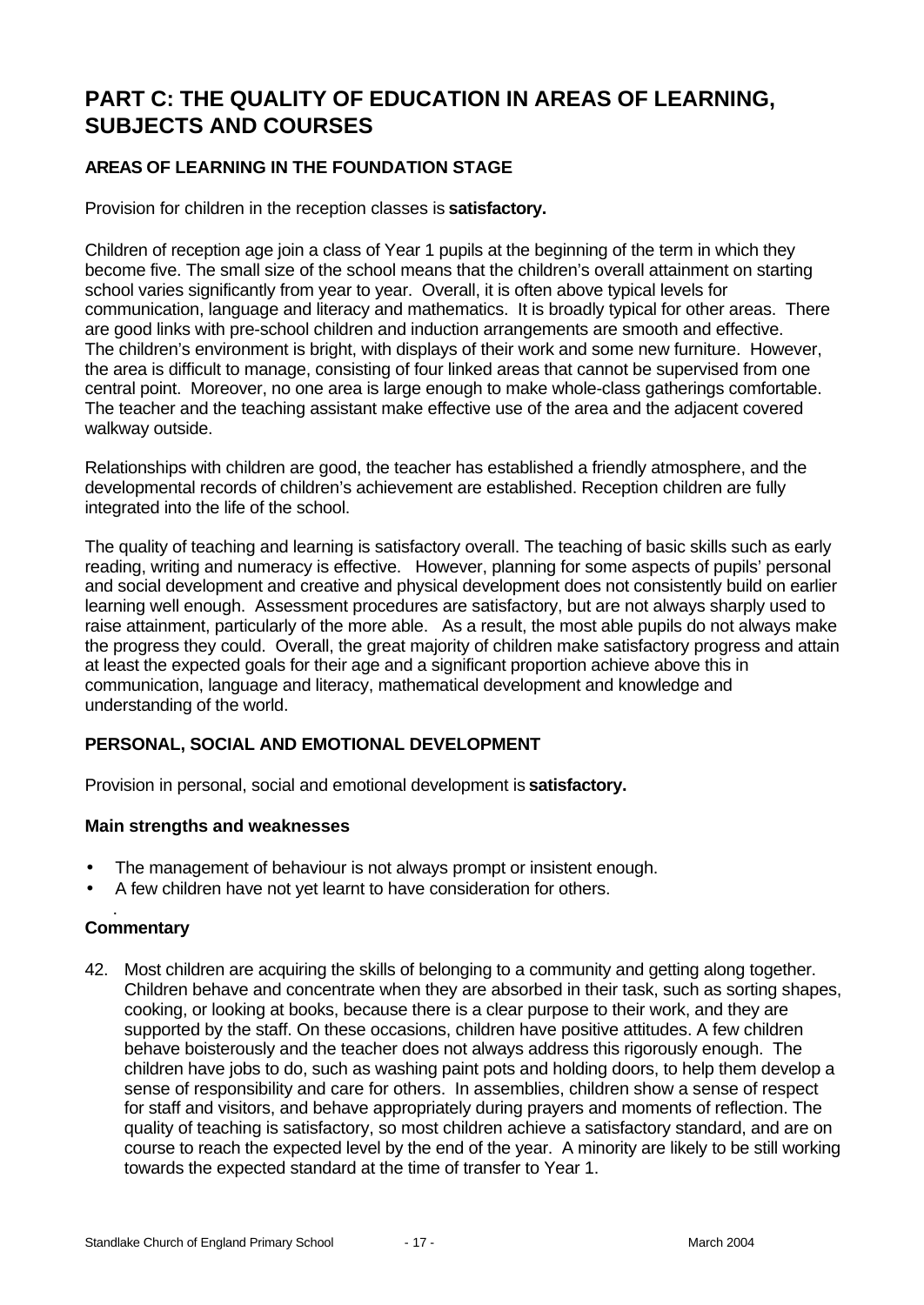# PART C: THE QUALITY OF EDUCATION IN AREAS OF LEARNING, SUBJECTS AND COURSES

### AREAS OF LEARNING IN THE FOUNDATION STAGE

Provision for children in the reception classes is **satisfactory.**

Children of reception age join a class of Year 1 pupils at the beginning of the term in which they become five. The small size of the school means that the children's overall attainment on starting school varies significantly from year to year. Overall, it is often above typical levels for communication, language and literacy and mathematics. It is broadly typical for other areas. There are good links with pre-school children and induction arrangements are smooth and effective. The children's environment is bright, with displays of their work and some new furniture. However, the area is difficult to manage, consisting of four linked areas that cannot be supervised from one central point. Moreover, no one area is large enough to make whole-class gatherings comfortable. The teacher and the teaching assistant make effective use of the area and the adjacent covered walkway outside.

Relationships with children are good, the teacher has established a friendly atmosphere, and the developmental records of children's achievement are established. Reception children are fully integrated into the life of the school.

The quality of teaching and learning is satisfactory overall. The teaching of basic skills such as early reading, writing and numeracy is effective. However, planning for some aspects of pupils' personal and social development and creative and physical development does not consistently build on earlier learning well enough. Assessment procedures are satisfactory, but are not always sharply used to raise attainment, particularly of the more able. As a result, the most able pupils do not always make the progress they could. Overall, the great majority of children make satisfactory progress and attain at least the expected goals for their age and a significant proportion achieve above this in communication, language and literacy, mathematical development and knowledge and understanding of the world.

### PERSONAL, SOCIAL AND EMOTIONAL DEVELOPMENT

Provision in personal, social and emotional development is **satisfactory.**

#### Main strengths and weaknesses

- The management of behaviour is not always prompt or insistent enough.
- A few children have not yet learnt to have consideration for others.

#### Commentary

42. Most children are acquiring the skills of belonging to a community and getting along together. Children behave and concentrate when they are absorbed in their task, such as sorting shapes, cooking, or looking at books, because there is a clear purpose to their work, and they are supported by the staff. On these occasions, children have positive attitudes. A few children behave boisterously and the teacher does not always address this rigorously enough. The children have jobs to do, such as washing paint pots and holding doors, to help them develop a sense of responsibility and care for others. In assemblies, children show a sense of respect for staff and visitors, and behave appropriately during prayers and moments of reflection. The quality of teaching is satisfactory, so most children achieve a satisfactory standard, and are on course to reach the expected level by the end of the year. A minority are likely to be still working towards the expected standard at the time of transfer to Year 1.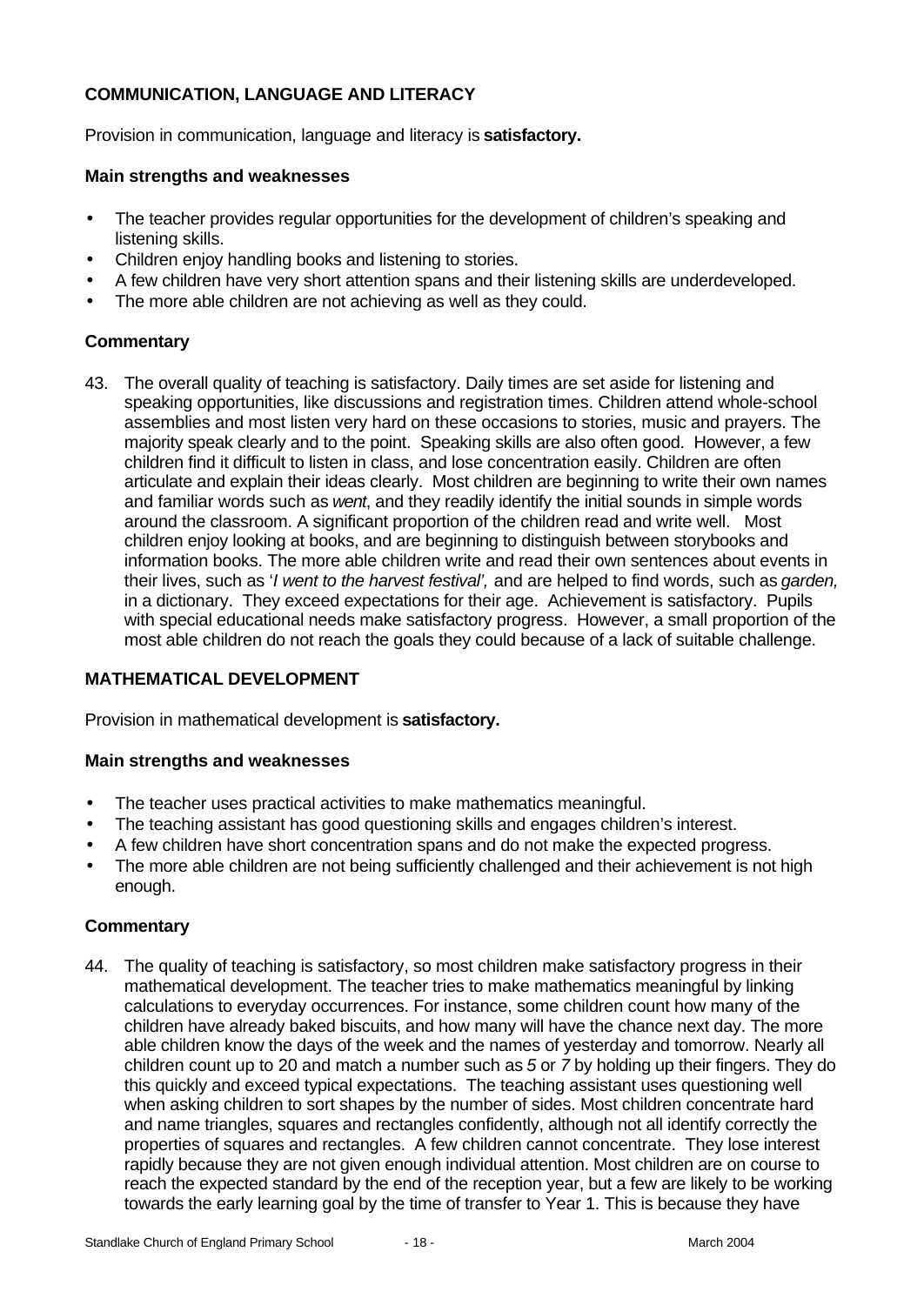### COMMUNICATION, LANGUAGE AND LITERACY

Provision in communication, language and literacy is **satisfactory.**

#### Main strengths and weaknesses

- The teacher provides regular opportunities for the development of children's speaking and listening skills.
- Children enjoy handling books and listening to stories.
- A few children have very short attention spans and their listening skills are underdeveloped.
- The more able children are not achieving as well as they could.

#### Commentary

43. The overall quality of teaching is satisfactory. Daily times are set aside for listening and speaking opportunities, like discussions and registration times. Children attend whole-school assemblies and most listen very hard on these occasions to stories, music and prayers. The majority speak clearly and to the point. Speaking skills are also often good. However, a few children find it difficult to listen in class, and lose concentration easily. Children are often articulate and explain their ideas clearly. Most children are beginning to write their own names and familiar words such as *went*, and they readily identify the initial sounds in simple words around the classroom. A significant proportion of the children read and write well. Most children enjoy looking at books, and are beginning to distinguish between storybooks and information books. The more able children write and read their own sentences about events in their lives, such as '*I went to the harvest festival',* and are helped to find words, such as *garden,* in a dictionary. They exceed expectations for their age. Achievement is satisfactory. Pupils with special educational needs make satisfactory progress. However, a small proportion of the most able children do not reach the goals they could because of a lack of suitable challenge.

### MATHEMATICAL DEVELOPMENT

Provision in mathematical development is **satisfactory.**

#### Main strengths and weaknesses

- The teacher uses practical activities to make mathematics meaningful.
- The teaching assistant has good questioning skills and engages children's interest.
- A few children have short concentration spans and do not make the expected progress.
- The more able children are not being sufficiently challenged and their achievement is not high enough.

#### Commentary

44. The quality of teaching is satisfactory, so most children make satisfactory progress in their mathematical development. The teacher tries to make mathematics meaningful by linking calculations to everyday occurrences. For instance, some children count how many of the children have already baked biscuits, and how many will have the chance next day. The more able children know the days of the week and the names of yesterday and tomorrow. Nearly all children count up to 20 and match a number such as *5* or *7* by holding up their fingers. They do this quickly and exceed typical expectations. The teaching assistant uses questioning well when asking children to sort shapes by the number of sides. Most children concentrate hard and name triangles, squares and rectangles confidently, although not all identify correctly the properties of squares and rectangles. A few children cannot concentrate. They lose interest rapidly because they are not given enough individual attention. Most children are on course to reach the expected standard by the end of the reception year, but a few are likely to be working towards the early learning goal by the time of transfer to Year 1. This is because they have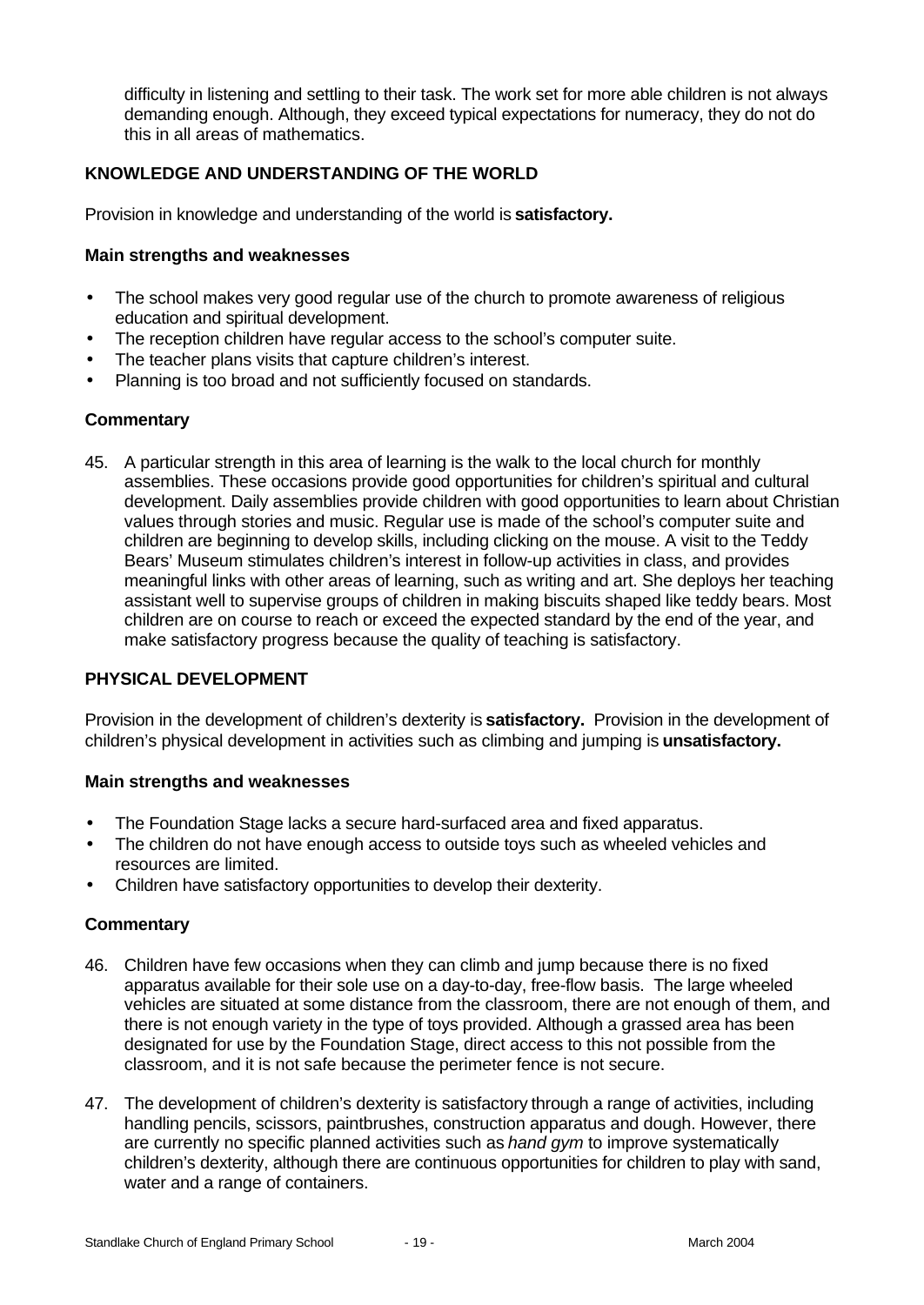difficulty in listening and settling to their task. The work set for more able children is not always demanding enough. Although, they exceed typical expectations for numeracy, they do not do this in all areas of mathematics.

### KNOWLEDGE AND UNDERSTANDING OF THE WORLD

Provision in knowledge and understanding of the world is **satisfactory.**

#### Main strengths and weaknesses

- The school makes very good regular use of the church to promote awareness of religious education and spiritual development.
- The reception children have regular access to the school's computer suite.
- The teacher plans visits that capture children's interest.
- Planning is too broad and not sufficiently focused on standards.

#### Commentary

45. A particular strength in this area of learning is the walk to the local church for monthly assemblies. These occasions provide good opportunities for children's spiritual and cultural development. Daily assemblies provide children with good opportunities to learn about Christian values through stories and music. Regular use is made of the school's computer suite and children are beginning to develop skills, including clicking on the mouse. A visit to the Teddy Bears' Museum stimulates children's interest in follow-up activities in class, and provides meaningful links with other areas of learning, such as writing and art. She deploys her teaching assistant well to supervise groups of children in making biscuits shaped like teddy bears. Most children are on course to reach or exceed the expected standard by the end of the year, and make satisfactory progress because the quality of teaching is satisfactory.

### PHYSICAL DEVELOPMENT

Provision in the development of children's dexterity is **satisfactory.** Provision in the development of children's physical development in activities such as climbing and jumping is **unsatisfactory.**

#### Main strengths and weaknesses

- The Foundation Stage lacks a secure hard-surfaced area and fixed apparatus.
- The children do not have enough access to outside toys such as wheeled vehicles and resources are limited.
- Children have satisfactory opportunities to develop their dexterity.

#### Commentary

46. Children have few occasions when they can climb and jump because there is no fixed apparatus available for their sole use on a day-to-day, free-flow basis. The large wheeled vehicles are situated at some distance from the classroom, there are not enough of them, and there is not enough variety in the type of toys provided. Although a grassed area has been designated for use by the Foundation Stage, direct access to this not possible from the classroom, and it is not safe because the perimeter fence is not secure.

47. The development of children's dexterity is satisfactory through a range of activities, including handling pencils, scissors, paintbrushes, construction apparatus and dough. However, there are currently no specific planned activities such as *hand gym* to improve systematically children's dexterity, although there are continuous opportunities for children to play with sand, water and a range of containers.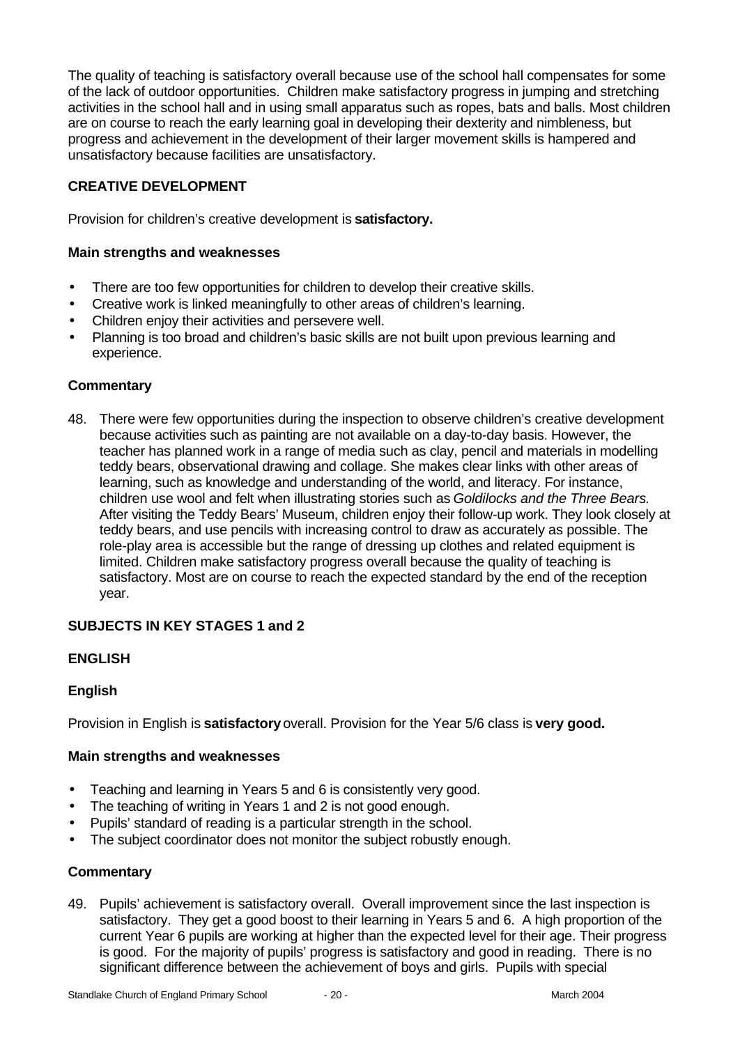The quality of teaching is satisfactory overall because use of the school hall compensates for some of the lack of outdoor opportunities. Children make satisfactory progress in jumping and stretching activities in the school hall and in using small apparatus such as ropes, bats and balls. Most children are on course to reach the early learning goal in developing their dexterity and nimbleness, but progress and achievement in the development of their larger movement skills is hampered and unsatisfactory because facilities are unsatisfactory.

### CREATIVE DEVELOPMENT

Provision for children's creative development is **satisfactory.**

#### Main strengths and weaknesses

- There are too few opportunities for children to develop their creative skills.
- Creative work is linked meaningfully to other areas of children's learning.
- Children enjoy their activities and persevere well.
- Planning is too broad and children's basic skills are not built upon previous learning and experience.

#### Commentary

48. There were few opportunities during the inspection to observe children's creative development because activities such as painting are not available on a day-to-day basis. However, the teacher has planned work in a range of media such as clay, pencil and materials in modelling teddy bears, observational drawing and collage. She makes clear links with other areas of learning, such as knowledge and understanding of the world, and literacy. For instance, children use wool and felt when illustrating stories such as *Goldilocks and the Three Bears.* After visiting the Teddy Bears' Museum, children enjoy their follow-up work. They look closely at teddy bears, and use pencils with increasing control to draw as accurately as possible. The role-play area is accessible but the range of dressing up clothes and related equipment is limited. Children make satisfactory progress overall because the quality of teaching is satisfactory. Most are on course to reach the expected standard by the end of the reception year.

## SUBJECTS IN KEY STAGES 1 and 2

### ENGLISH

#### English

Provision in English is **satisfactory** overall. Provision for the Year 5/6 class is **very good.**

#### Main strengths and weaknesses

- Teaching and learning in Years 5 and 6 is consistently very good.
- The teaching of writing in Years 1 and 2 is not good enough.
- Pupils' standard of reading is a particular strength in the school.
- The subject coordinator does not monitor the subject robustly enough.

#### Commentary

49. Pupils' achievement is satisfactory overall. Overall improvement since the last inspection is satisfactory. They get a good boost to their learning in Years 5 and 6. A high proportion of the current Year 6 pupils are working at higher than the expected level for their age. Their progress is good. For the majority of pupils' progress is satisfactory and good in reading. There is no significant difference between the achievement of boys and girls. Pupils with special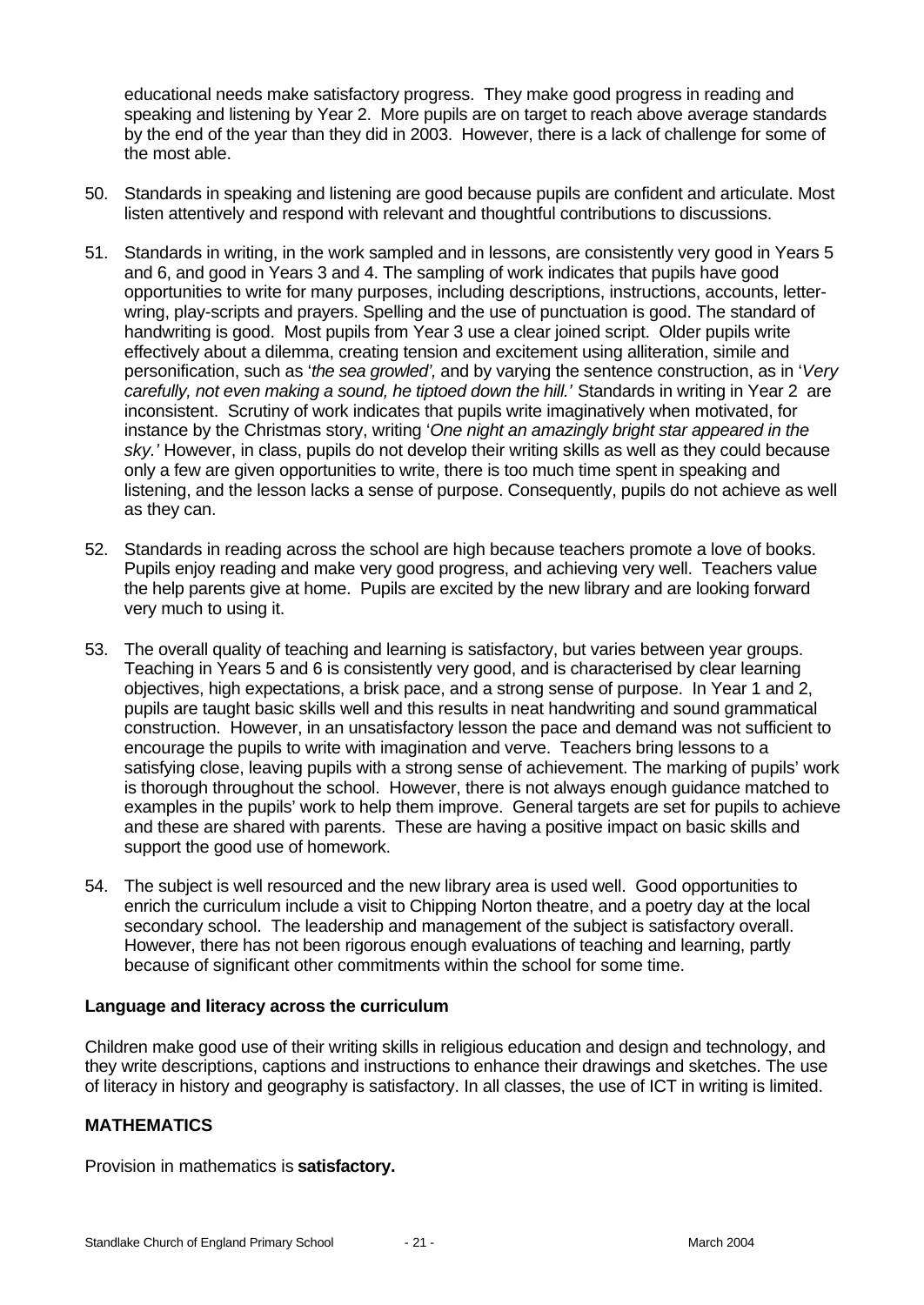educational needs make satisfactory progress. They make good progress in reading and speaking and listening by Year 2. More pupils are on target to reach above average standards by the end of the year than they did in 2003. However, there is a lack of challenge for some of the most able.

50. Standards in speaking and listening are good because pupils are confident and articulate. Most listen attentively and respond with relevant and thoughtful contributions to discussions.

51. Standards in writing, in the work sampled and in lessons, are consistently very good in Years 5 and 6, and good in Years 3 and 4. The sampling of work indicates that pupils have good opportunities to write for many purposes, including descriptions, instructions, accounts, letter-wring, play-scripts and prayers. Spelling and the use of punctuation is good. The standard of handwriting is good. Most pupils from Year 3 use a clear joined script. Older pupils write effectively about a dilemma, creating tension and excitement using alliteration, simile and personification, such as '*the sea growled',* and by varying the sentence construction, as in '*Very carefully, not even making a sound, he tiptoed down the hill.'* Standards in writing in Year 2 are inconsistent. Scrutiny of work indicates that pupils write imaginatively when motivated, for instance by the Christmas story, writing '*One night an amazingly bright star appeared in the sky.'* However, in class, pupils do not develop their writing skills as well as they could because only a few are given opportunities to write, there is too much time spent in speaking and listening, and the lesson lacks a sense of purpose. Consequently, pupils do not achieve as well as they can.

52. Standards in reading across the school are high because teachers promote a love of books. Pupils enjoy reading and make very good progress, and achieving very well. Teachers value the help parents give at home. Pupils are excited by the new library and are looking forward very much to using it.

53. The overall quality of teaching and learning is satisfactory, but varies between year groups. Teaching in Years 5 and 6 is consistently very good, and is characterised by clear learning objectives, high expectations, a brisk pace, and a strong sense of purpose. In Year 1 and 2, pupils are taught basic skills well and this results in neat handwriting and sound grammatical construction. However, in an unsatisfactory lesson the pace and demand was not sufficient to encourage the pupils to write with imagination and verve. Teachers bring lessons to a satisfying close, leaving pupils with a strong sense of achievement. The marking of pupils' work is thorough throughout the school. However, there is not always enough guidance matched to examples in the pupils' work to help them improve. General targets are set for pupils to achieve and these are shared with parents. These are having a positive impact on basic skills and support the good use of homework.

54. The subject is well resourced and the new library area is used well. Good opportunities to enrich the curriculum include a visit to Chipping Norton theatre, and a poetry day at the local secondary school. The leadership and management of the subject is satisfactory overall. However, there has not been rigorous enough evaluations of teaching and learning, partly because of significant other commitments within the school for some time.

**Language and literacy across the curriculum**

Children make good use of their writing skills in religious education and design and technology, and they write descriptions, captions and instructions to enhance their drawings and sketches. The use of literacy in history and geography is satisfactory. In all classes, the use of ICT in writing is limited.

**MATHEMATICS**

Provision in mathematics is **satisfactory.**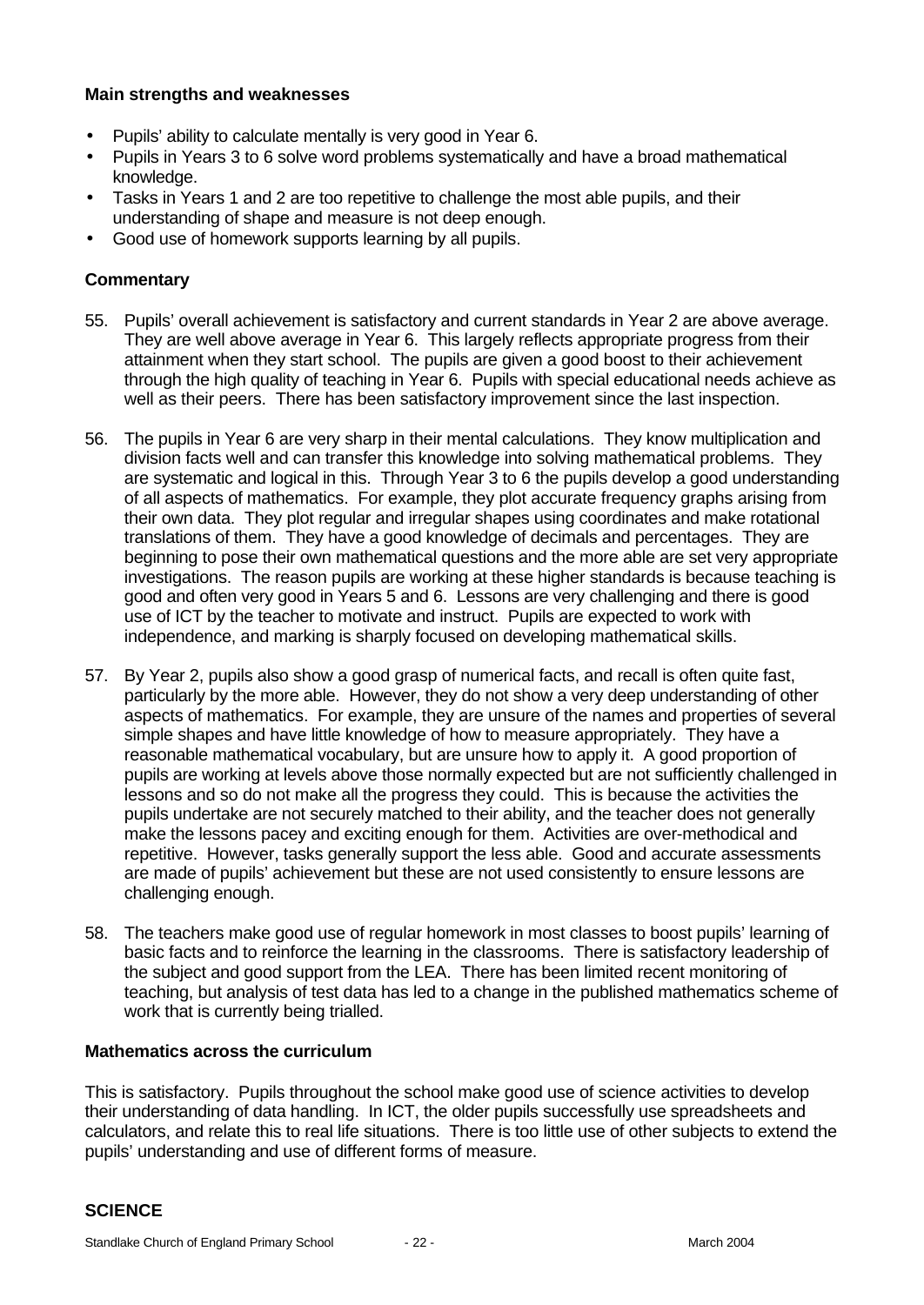**Main strengths and weaknesses**

- Pupils' ability to calculate mentally is very good in Year 6.
- Pupils in Years 3 to 6 solve word problems systematically and have a broad mathematical knowledge.
- Tasks in Years 1 and 2 are too repetitive to challenge the most able pupils, and their understanding of shape and measure is not deep enough.
- Good use of homework supports learning by all pupils.

**Commentary**

55. Pupils' overall achievement is satisfactory and current standards in Year 2 are above average. They are well above average in Year 6. This largely reflects appropriate progress from their attainment when they start school. The pupils are given a good boost to their achievement through the high quality of teaching in Year 6. Pupils with special educational needs achieve as well as their peers. There has been satisfactory improvement since the last inspection.

56. The pupils in Year 6 are very sharp in their mental calculations. They know multiplication and division facts well and can transfer this knowledge into solving mathematical problems. They are systematic and logical in this. Through Year 3 to 6 the pupils develop a good understanding of all aspects of mathematics. For example, they plot accurate frequency graphs arising from their own data. They plot regular and irregular shapes using coordinates and make rotational translations of them. They have a good knowledge of decimals and percentages. They are beginning to pose their own mathematical questions and the more able are set very appropriate investigations. The reason pupils are working at these higher standards is because teaching is good and often very good in Years 5 and 6. Lessons are very challenging and there is good use of ICT by the teacher to motivate and instruct. Pupils are expected to work with independence, and marking is sharply focused on developing mathematical skills.

57. By Year 2, pupils also show a good grasp of numerical facts, and recall is often quite fast, particularly by the more able. However, they do not show a very deep understanding of other aspects of mathematics. For example, they are unsure of the names and properties of several simple shapes and have little knowledge of how to measure appropriately. They have a reasonable mathematical vocabulary, but are unsure how to apply it. A good proportion of pupils are working at levels above those normally expected but are not sufficiently challenged in lessons and so do not make all the progress they could. This is because the activities the pupils undertake are not securely matched to their ability, and the teacher does not generally make the lessons pacey and exciting enough for them. Activities are over-methodical and repetitive. However, tasks generally support the less able. Good and accurate assessments are made of pupils' achievement but these are not used consistently to ensure lessons are challenging enough.

58. The teachers make good use of regular homework in most classes to boost pupils' learning of basic facts and to reinforce the learning in the classrooms. There is satisfactory leadership of the subject and good support from the LEA. There has been limited recent monitoring of teaching, but analysis of test data has led to a change in the published mathematics scheme of work that is currently being trialled.

**Mathematics across the curriculum**

This is satisfactory. Pupils throughout the school make good use of science activities to develop their understanding of data handling. In ICT, the older pupils successfully use spreadsheets and calculators, and relate this to real life situations. There is too little use of other subjects to extend the pupils' understanding and use of different forms of measure.

## SCIENCE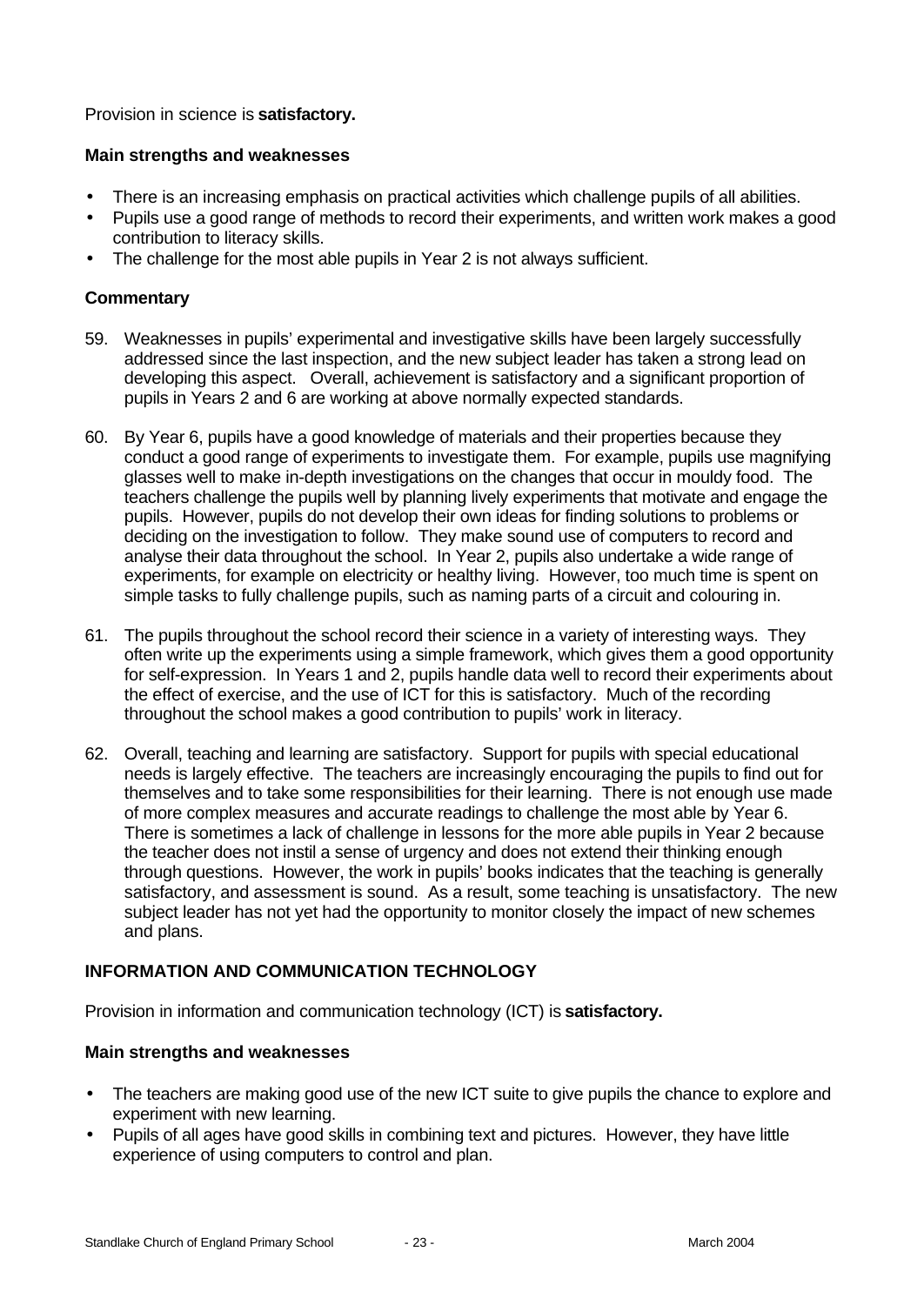Provision in science is **satisfactory.**

**Main strengths and weaknesses**

- There is an increasing emphasis on practical activities which challenge pupils of all abilities.
- Pupils use a good range of methods to record their experiments, and written work makes a good contribution to literacy skills.
- The challenge for the most able pupils in Year 2 is not always sufficient.

**Commentary**

59. Weaknesses in pupils' experimental and investigative skills have been largely successfully addressed since the last inspection, and the new subject leader has taken a strong lead on developing this aspect. Overall, achievement is satisfactory and a significant proportion of pupils in Years 2 and 6 are working at above normally expected standards.

60. By Year 6, pupils have a good knowledge of materials and their properties because they conduct a good range of experiments to investigate them. For example, pupils use magnifying glasses well to make in-depth investigations on the changes that occur in mouldy food. The teachers challenge the pupils well by planning lively experiments that motivate and engage the pupils. However, pupils do not develop their own ideas for finding solutions to problems or deciding on the investigation to follow. They make sound use of computers to record and analyse their data throughout the school. In Year 2, pupils also undertake a wide range of experiments, for example on electricity or healthy living. However, too much time is spent on simple tasks to fully challenge pupils, such as naming parts of a circuit and colouring in.

61. The pupils throughout the school record their science in a variety of interesting ways. They often write up the experiments using a simple framework, which gives them a good opportunity for self-expression. In Years 1 and 2, pupils handle data well to record their experiments about the effect of exercise, and the use of ICT for this is satisfactory. Much of the recording throughout the school makes a good contribution to pupils' work in literacy.

62. Overall, teaching and learning are satisfactory. Support for pupils with special educational needs is largely effective. The teachers are increasingly encouraging the pupils to find out for themselves and to take some responsibilities for their learning. There is not enough use made of more complex measures and accurate readings to challenge the most able by Year 6. There is sometimes a lack of challenge in lessons for the more able pupils in Year 2 because the teacher does not instil a sense of urgency and does not extend their thinking enough through questions. However, the work in pupils' books indicates that the teaching is generally satisfactory, and assessment is sound. As a result, some teaching is unsatisfactory. The new subject leader has not yet had the opportunity to monitor closely the impact of new schemes and plans.

## INFORMATION AND COMMUNICATION TECHNOLOGY

Provision in information and communication technology (ICT) is **satisfactory.**

**Main strengths and weaknesses**

- The teachers are making good use of the new ICT suite to give pupils the chance to explore and experiment with new learning.
- Pupils of all ages have good skills in combining text and pictures. However, they have little experience of using computers to control and plan.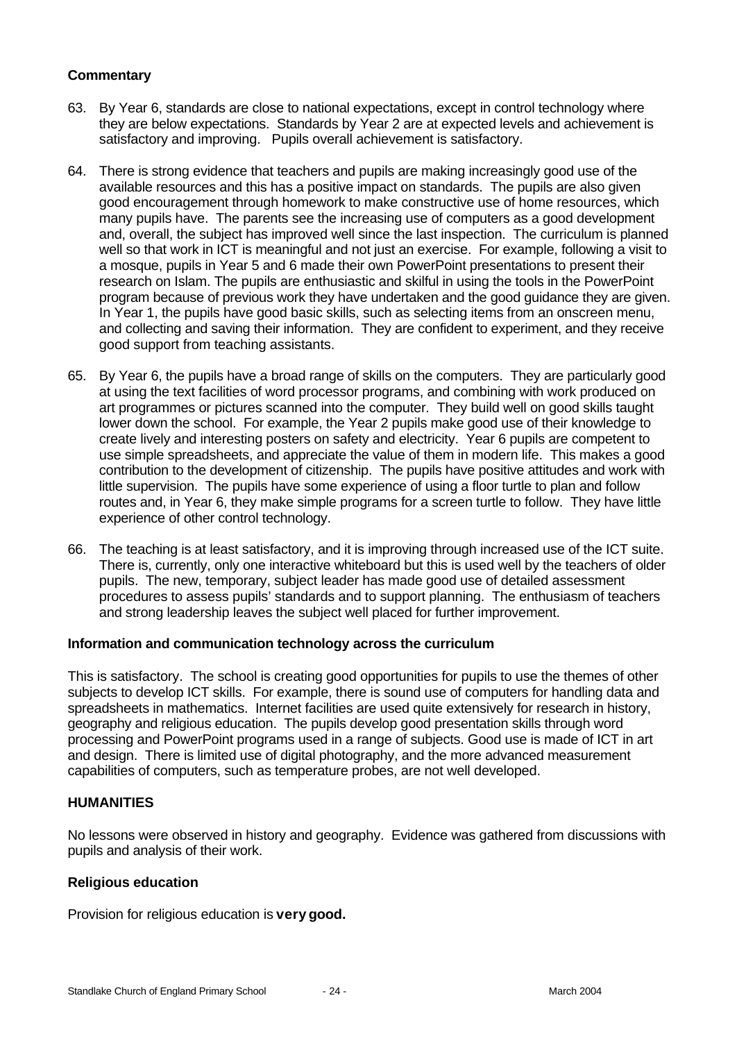### Commentary

63. By Year 6, standards are close to national expectations, except in control technology where they are below expectations. Standards by Year 2 are at expected levels and achievement is satisfactory and improving. Pupils overall achievement is satisfactory.

64. There is strong evidence that teachers and pupils are making increasingly good use of the available resources and this has a positive impact on standards. The pupils are also given good encouragement through homework to make constructive use of home resources, which many pupils have. The parents see the increasing use of computers as a good development and, overall, the subject has improved well since the last inspection. The curriculum is planned well so that work in ICT is meaningful and not just an exercise. For example, following a visit to a mosque, pupils in Year 5 and 6 made their own PowerPoint presentations to present their research on Islam. The pupils are enthusiastic and skilful in using the tools in the PowerPoint program because of previous work they have undertaken and the good guidance they are given. In Year 1, the pupils have good basic skills, such as selecting items from an onscreen menu, and collecting and saving their information. They are confident to experiment, and they receive good support from teaching assistants.

65. By Year 6, the pupils have a broad range of skills on the computers. They are particularly good at using the text facilities of word processor programs, and combining with work produced on art programmes or pictures scanned into the computer. They build well on good skills taught lower down the school. For example, the Year 2 pupils make good use of their knowledge to create lively and interesting posters on safety and electricity. Year 6 pupils are competent to use simple spreadsheets, and appreciate the value of them in modern life. This makes a good contribution to the development of citizenship. The pupils have positive attitudes and work with little supervision. The pupils have some experience of using a floor turtle to plan and follow routes and, in Year 6, they make simple programs for a screen turtle to follow. They have little experience of other control technology.

66. The teaching is at least satisfactory, and it is improving through increased use of the ICT suite. There is, currently, only one interactive whiteboard but this is used well by the teachers of older pupils. The new, temporary, subject leader has made good use of detailed assessment procedures to assess pupils' standards and to support planning. The enthusiasm of teachers and strong leadership leaves the subject well placed for further improvement.

### Information and communication technology across the curriculum

This is satisfactory. The school is creating good opportunities for pupils to use the themes of other subjects to develop ICT skills. For example, there is sound use of computers for handling data and spreadsheets in mathematics. Internet facilities are used quite extensively for research in history, geography and religious education. The pupils develop good presentation skills through word processing and PowerPoint programs used in a range of subjects. Good use is made of ICT in art and design. There is limited use of digital photography, and the more advanced measurement capabilities of computers, such as temperature probes, are not well developed.

## HUMANITIES

No lessons were observed in history and geography. Evidence was gathered from discussions with pupils and analysis of their work.

### Religious education

Provision for religious education is **very good.**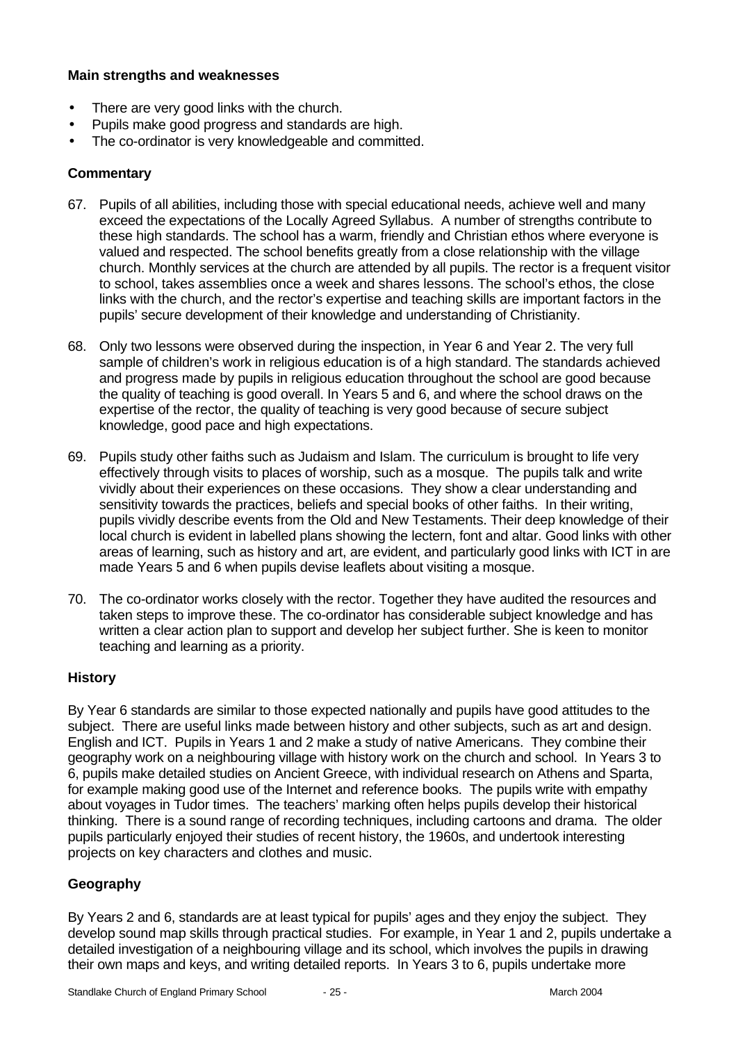**Main strengths and weaknesses**

- There are very good links with the church.
- Pupils make good progress and standards are high.
- The co-ordinator is very knowledgeable and committed.

**Commentary**

67. Pupils of all abilities, including those with special educational needs, achieve well and many exceed the expectations of the Locally Agreed Syllabus. A number of strengths contribute to these high standards. The school has a warm, friendly and Christian ethos where everyone is valued and respected. The school benefits greatly from a close relationship with the village church. Monthly services at the church are attended by all pupils. The rector is a frequent visitor to school, takes assemblies once a week and shares lessons. The school's ethos, the close links with the church, and the rector's expertise and teaching skills are important factors in the pupils' secure development of their knowledge and understanding of Christianity.

68. Only two lessons were observed during the inspection, in Year 6 and Year 2. The very full sample of children's work in religious education is of a high standard. The standards achieved and progress made by pupils in religious education throughout the school are good because the quality of teaching is good overall. In Years 5 and 6, and where the school draws on the expertise of the rector, the quality of teaching is very good because of secure subject knowledge, good pace and high expectations.

69. Pupils study other faiths such as Judaism and Islam. The curriculum is brought to life very effectively through visits to places of worship, such as a mosque. The pupils talk and write vividly about their experiences on these occasions. They show a clear understanding and sensitivity towards the practices, beliefs and special books of other faiths. In their writing, pupils vividly describe events from the Old and New Testaments. Their deep knowledge of their local church is evident in labelled plans showing the lectern, font and altar. Good links with other areas of learning, such as history and art, are evident, and particularly good links with ICT in are made Years 5 and 6 when pupils devise leaflets about visiting a mosque.

70. The co-ordinator works closely with the rector. Together they have audited the resources and taken steps to improve these. The co-ordinator has considerable subject knowledge and has written a clear action plan to support and develop her subject further. She is keen to monitor teaching and learning as a priority.

## History

By Year 6 standards are similar to those expected nationally and pupils have good attitudes to the subject. There are useful links made between history and other subjects, such as art and design. English and ICT. Pupils in Years 1 and 2 make a study of native Americans. They combine their geography work on a neighbouring village with history work on the church and school. In Years 3 to 6, pupils make detailed studies on Ancient Greece, with individual research on Athens and Sparta, for example making good use of the Internet and reference books. The pupils write with empathy about voyages in Tudor times. The teachers' marking often helps pupils develop their historical thinking. There is a sound range of recording techniques, including cartoons and drama. The older pupils particularly enjoyed their studies of recent history, the 1960s, and undertook interesting projects on key characters and clothes and music.

## Geography

By Years 2 and 6, standards are at least typical for pupils' ages and they enjoy the subject. They develop sound map skills through practical studies. For example, in Year 1 and 2, pupils undertake a detailed investigation of a neighbouring village and its school, which involves the pupils in drawing their own maps and keys, and writing detailed reports. In Years 3 to 6, pupils undertake more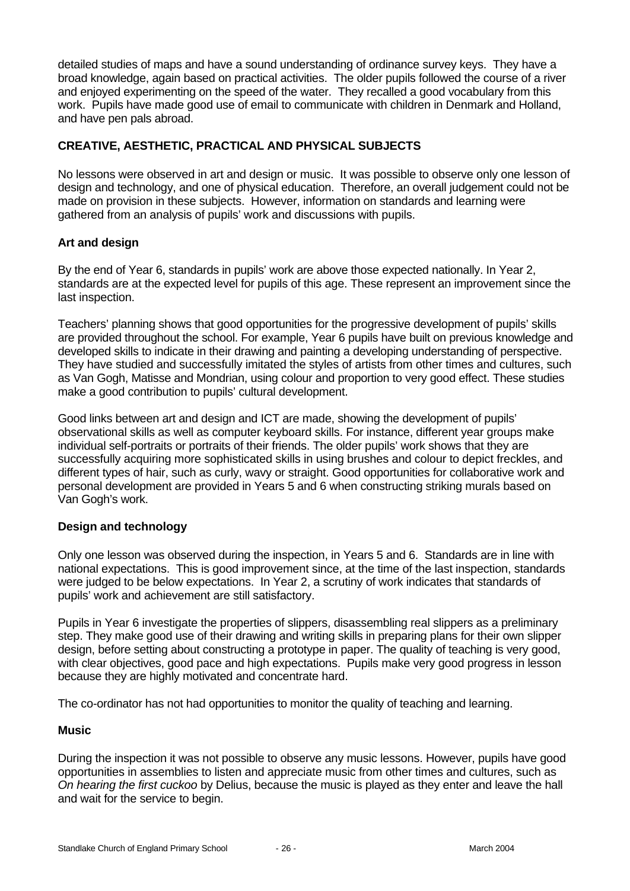detailed studies of maps and have a sound understanding of ordinance survey keys. They have a broad knowledge, again based on practical activities. The older pupils followed the course of a river and enjoyed experimenting on the speed of the water. They recalled a good vocabulary from this work. Pupils have made good use of email to communicate with children in Denmark and Holland, and have pen pals abroad.

## CREATIVE, AESTHETIC, PRACTICAL AND PHYSICAL SUBJECTS

No lessons were observed in art and design or music. It was possible to observe only one lesson of design and technology, and one of physical education. Therefore, an overall judgement could not be made on provision in these subjects. However, information on standards and learning were gathered from an analysis of pupils' work and discussions with pupils.

### Art and design

By the end of Year 6, standards in pupils' work are above those expected nationally. In Year 2, standards are at the expected level for pupils of this age. These represent an improvement since the last inspection.

Teachers' planning shows that good opportunities for the progressive development of pupils' skills are provided throughout the school. For example, Year 6 pupils have built on previous knowledge and developed skills to indicate in their drawing and painting a developing understanding of perspective. They have studied and successfully imitated the styles of artists from other times and cultures, such as Van Gogh, Matisse and Mondrian, using colour and proportion to very good effect. These studies make a good contribution to pupils' cultural development.

Good links between art and design and ICT are made, showing the development of pupils' observational skills as well as computer keyboard skills. For instance, different year groups make individual self-portraits or portraits of their friends. The older pupils' work shows that they are successfully acquiring more sophisticated skills in using brushes and colour to depict freckles, and different types of hair, such as curly, wavy or straight. Good opportunities for collaborative work and personal development are provided in Years 5 and 6 when constructing striking murals based on Van Gogh's work.

### Design and technology

Only one lesson was observed during the inspection, in Years 5 and 6. Standards are in line with national expectations. This is good improvement since, at the time of the last inspection, standards were judged to be below expectations. In Year 2, a scrutiny of work indicates that standards of pupils' work and achievement are still satisfactory.

Pupils in Year 6 investigate the properties of slippers, disassembling real slippers as a preliminary step. They make good use of their drawing and writing skills in preparing plans for their own slipper design, before setting about constructing a prototype in paper. The quality of teaching is very good, with clear objectives, good pace and high expectations. Pupils make very good progress in lesson because they are highly motivated and concentrate hard.

The co-ordinator has not had opportunities to monitor the quality of teaching and learning.

### Music

During the inspection it was not possible to observe any music lessons. However, pupils have good opportunities in assemblies to listen and appreciate music from other times and cultures, such as *On hearing the first cuckoo* by Delius, because the music is played as they enter and leave the hall and wait for the service to begin.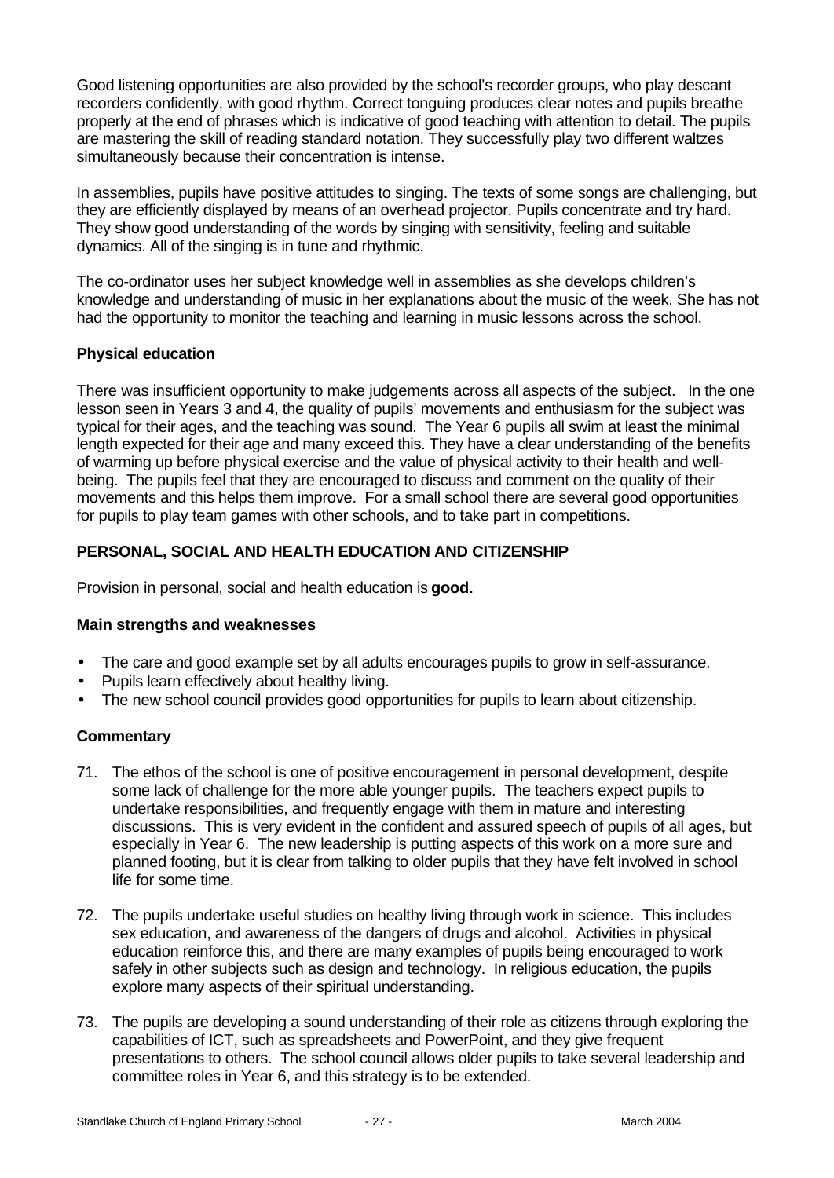Good listening opportunities are also provided by the school's recorder groups, who play descant recorders confidently, with good rhythm. Correct tonguing produces clear notes and pupils breathe properly at the end of phrases which is indicative of good teaching with attention to detail. The pupils are mastering the skill of reading standard notation. They successfully play two different waltzes simultaneously because their concentration is intense.

In assemblies, pupils have positive attitudes to singing. The texts of some songs are challenging, but they are efficiently displayed by means of an overhead projector. Pupils concentrate and try hard. They show good understanding of the words by singing with sensitivity, feeling and suitable dynamics. All of the singing is in tune and rhythmic.

The co-ordinator uses her subject knowledge well in assemblies as she develops children's knowledge and understanding of music in her explanations about the music of the week. She has not had the opportunity to monitor the teaching and learning in music lessons across the school.

### Physical education

There was insufficient opportunity to make judgements across all aspects of the subject. In the one lesson seen in Years 3 and 4, the quality of pupils' movements and enthusiasm for the subject was typical for their ages, and the teaching was sound. The Year 6 pupils all swim at least the minimal length expected for their age and many exceed this. They have a clear understanding of the benefits of warming up before physical exercise and the value of physical activity to their health and well-being. The pupils feel that they are encouraged to discuss and comment on the quality of their movements and this helps them improve. For a small school there are several good opportunities for pupils to play team games with other schools, and to take part in competitions.

## PERSONAL, SOCIAL AND HEALTH EDUCATION AND CITIZENSHIP

Provision in personal, social and health education is **good.**

### Main strengths and weaknesses

- The care and good example set by all adults encourages pupils to grow in self-assurance.
- Pupils learn effectively about healthy living.
- The new school council provides good opportunities for pupils to learn about citizenship.

### Commentary

71. The ethos of the school is one of positive encouragement in personal development, despite some lack of challenge for the more able younger pupils. The teachers expect pupils to undertake responsibilities, and frequently engage with them in mature and interesting discussions. This is very evident in the confident and assured speech of pupils of all ages, but especially in Year 6. The new leadership is putting aspects of this work on a more sure and planned footing, but it is clear from talking to older pupils that they have felt involved in school life for some time.

72. The pupils undertake useful studies on healthy living through work in science. This includes sex education, and awareness of the dangers of drugs and alcohol. Activities in physical education reinforce this, and there are many examples of pupils being encouraged to work safely in other subjects such as design and technology. In religious education, the pupils explore many aspects of their spiritual understanding.

73. The pupils are developing a sound understanding of their role as citizens through exploring the capabilities of ICT, such as spreadsheets and PowerPoint, and they give frequent presentations to others. The school council allows older pupils to take several leadership and committee roles in Year 6, and this strategy is to be extended.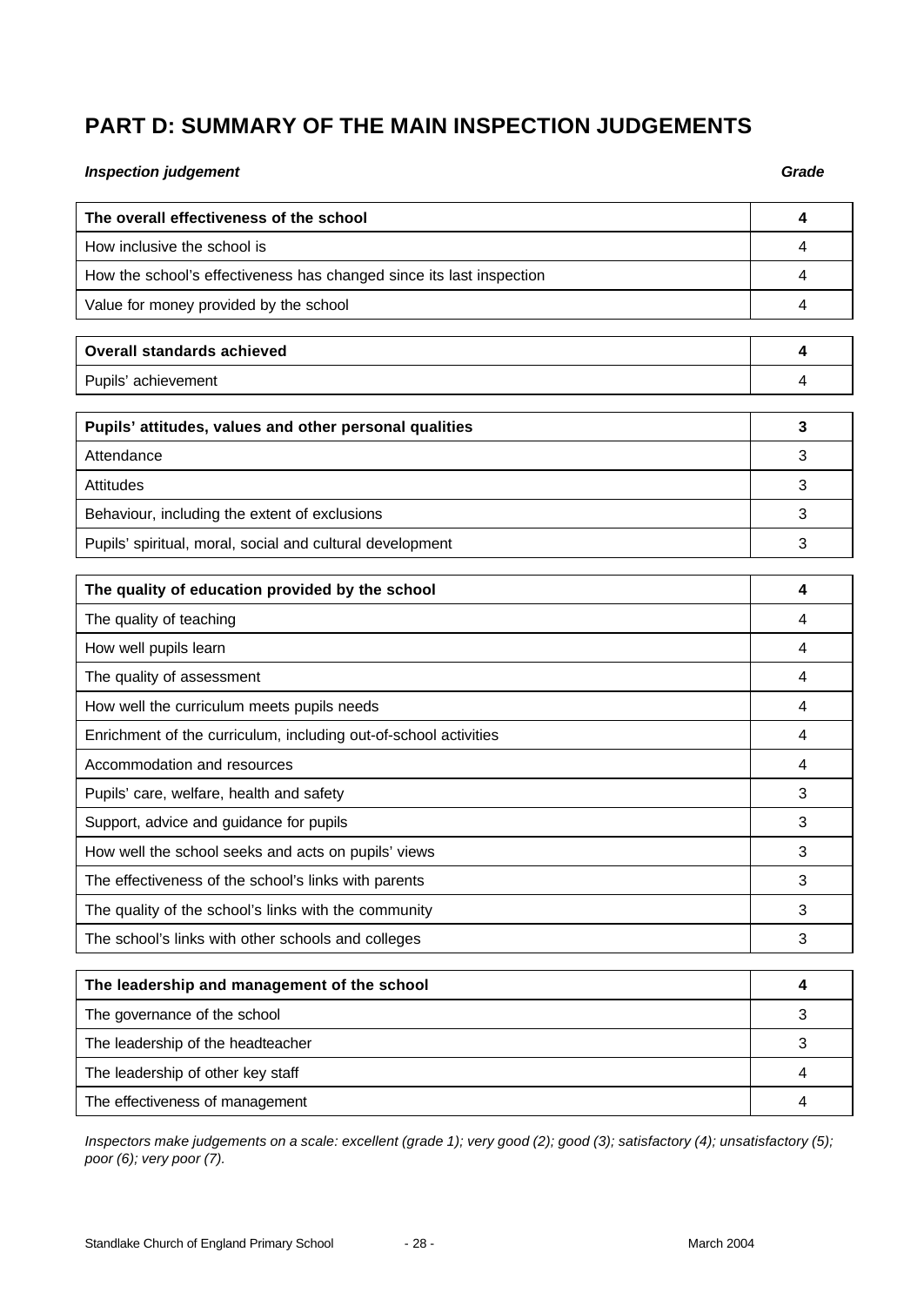# PART D: SUMMARY OF THE MAIN INSPECTION JUDGEMENTS

| *Inspection judgement* | *Grade* |
|---|---|
| **The overall effectiveness of the school** | **4** |
| How inclusive the school is | 4 |
| How the school's effectiveness has changed since its last inspection | 4 |
| Value for money provided by the school | 4 |
| **Overall standards achieved** | **4** |
| Pupils' achievement | 4 |
| **Pupils' attitudes, values and other personal qualities** | **3** |
| Attendance | 3 |
| Attitudes | 3 |
| Behaviour, including the extent of exclusions | 3 |
| Pupils' spiritual, moral, social and cultural development | 3 |
| **The quality of education provided by the school** | **4** |
| The quality of teaching | 4 |
| How well pupils learn | 4 |
| The quality of assessment | 4 |
| How well the curriculum meets pupils needs | 4 |
| Enrichment of the curriculum, including out-of-school activities | 4 |
| Accommodation and resources | 4 |
| Pupils' care, welfare, health and safety | 3 |
| Support, advice and guidance for pupils | 3 |
| How well the school seeks and acts on pupils' views | 3 |
| The effectiveness of the school's links with parents | 3 |
| The quality of the school's links with the community | 3 |
| The school's links with other schools and colleges | 3 |
| **The leadership and management of the school** | **4** |
| The governance of the school | 3 |
| The leadership of the headteacher | 3 |
| The leadership of other key staff | 4 |
| The effectiveness of management | 4 |

*Inspectors make judgements on a scale: excellent (grade 1); very good (2); good (3); satisfactory (4); unsatisfactory (5); poor (6); very poor (7).*